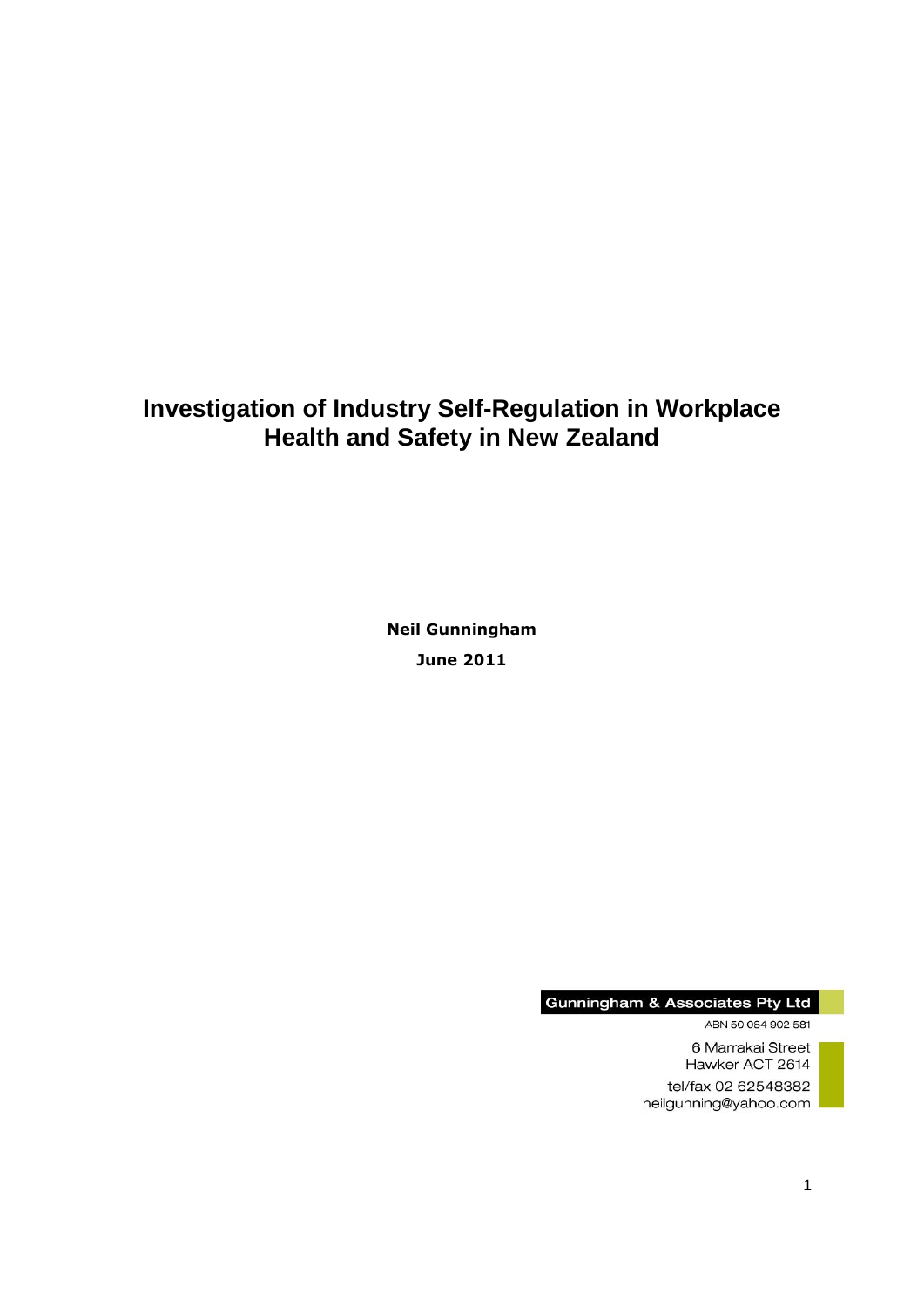# Investigation of Industry Self-Regulation in Workplace Health and Safety in New Zealand

**Neil Gunningham**

**June 2011**

**Gunningham & Associates Pty Ltd**

ABN 50 084 902 581

6 Marrakai Street
Hawker ACT 2614

tel/fax 02 62548382
neilgunning@yahoo.com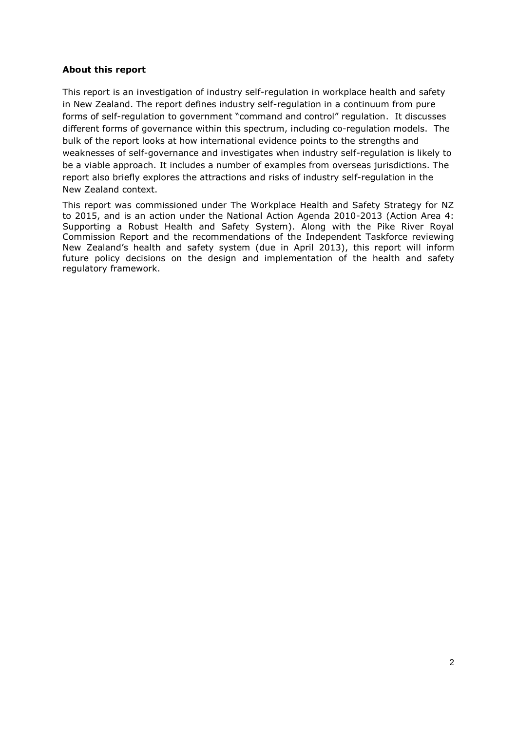**About this report**

This report is an investigation of industry self-regulation in workplace health and safety in New Zealand. The report defines industry self-regulation in a continuum from pure forms of self-regulation to government "command and control" regulation. It discusses different forms of governance within this spectrum, including co-regulation models. The bulk of the report looks at how international evidence points to the strengths and weaknesses of self-governance and investigates when industry self-regulation is likely to be a viable approach. It includes a number of examples from overseas jurisdictions. The report also briefly explores the attractions and risks of industry self-regulation in the New Zealand context.

This report was commissioned under The Workplace Health and Safety Strategy for NZ to 2015, and is an action under the National Action Agenda 2010-2013 (Action Area 4: Supporting a Robust Health and Safety System). Along with the Pike River Royal Commission Report and the recommendations of the Independent Taskforce reviewing New Zealand's health and safety system (due in April 2013), this report will inform future policy decisions on the design and implementation of the health and safety regulatory framework.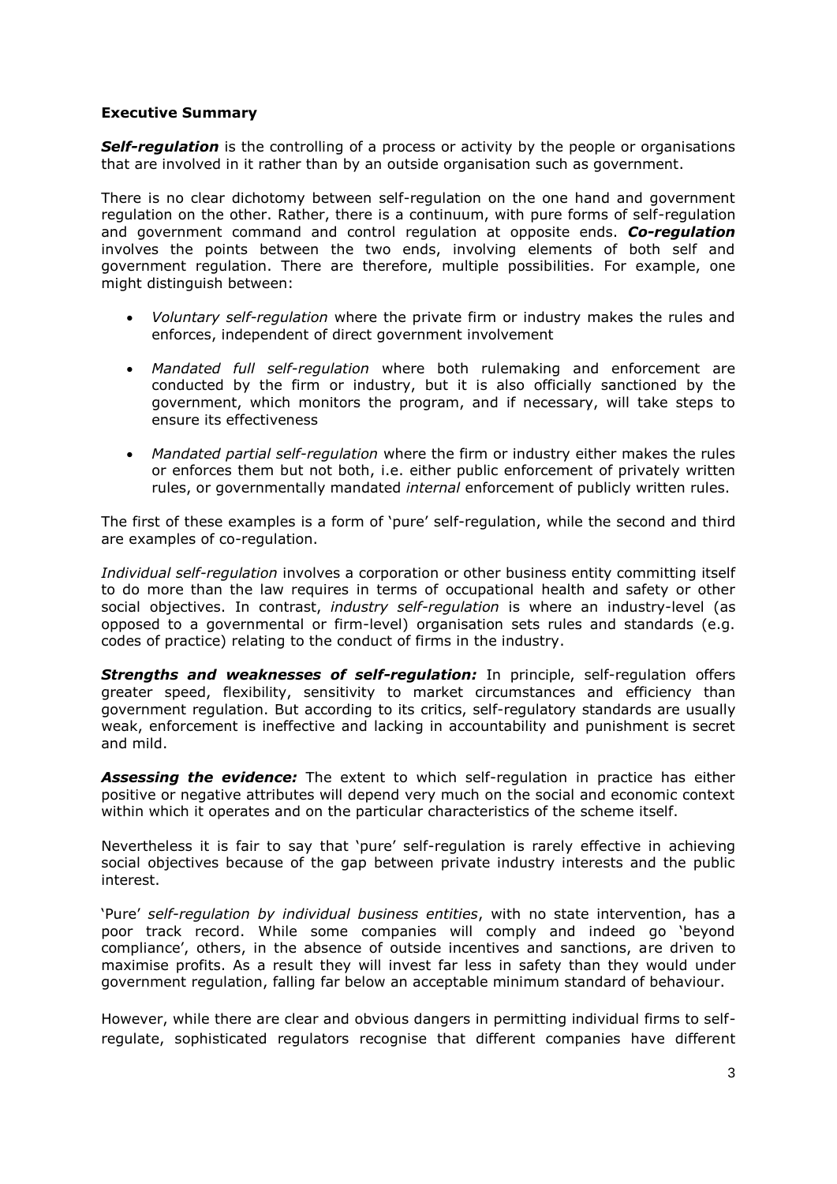**Executive Summary**

***Self-regulation*** is the controlling of a process or activity by the people or organisations that are involved in it rather than by an outside organisation such as government.

There is no clear dichotomy between self-regulation on the one hand and government regulation on the other. Rather, there is a continuum, with pure forms of self-regulation and government command and control regulation at opposite ends. ***Co-regulation*** involves the points between the two ends, involving elements of both self and government regulation. There are therefore, multiple possibilities. For example, one might distinguish between:

- *Voluntary self-regulation* where the private firm or industry makes the rules and enforces, independent of direct government involvement

- *Mandated full self-regulation* where both rulemaking and enforcement are conducted by the firm or industry, but it is also officially sanctioned by the government, which monitors the program, and if necessary, will take steps to ensure its effectiveness

- *Mandated partial self-regulation* where the firm or industry either makes the rules or enforces them but not both, i.e. either public enforcement of privately written rules, or governmentally mandated *internal* enforcement of publicly written rules.

The first of these examples is a form of 'pure' self-regulation, while the second and third are examples of co-regulation.

*Individual self-regulation* involves a corporation or other business entity committing itself to do more than the law requires in terms of occupational health and safety or other social objectives. In contrast, *industry self-regulation* is where an industry-level (as opposed to a governmental or firm-level) organisation sets rules and standards (e.g. codes of practice) relating to the conduct of firms in the industry.

***Strengths and weaknesses of self-regulation:*** In principle, self-regulation offers greater speed, flexibility, sensitivity to market circumstances and efficiency than government regulation. But according to its critics, self-regulatory standards are usually weak, enforcement is ineffective and lacking in accountability and punishment is secret and mild.

***Assessing the evidence:*** The extent to which self-regulation in practice has either positive or negative attributes will depend very much on the social and economic context within which it operates and on the particular characteristics of the scheme itself.

Nevertheless it is fair to say that 'pure' self-regulation is rarely effective in achieving social objectives because of the gap between private industry interests and the public interest.

'Pure' *self-regulation by individual business entities*, with no state intervention, has a poor track record. While some companies will comply and indeed go 'beyond compliance', others, in the absence of outside incentives and sanctions, are driven to maximise profits. As a result they will invest far less in safety than they would under government regulation, falling far below an acceptable minimum standard of behaviour.

However, while there are clear and obvious dangers in permitting individual firms to self-regulate, sophisticated regulators recognise that different companies have different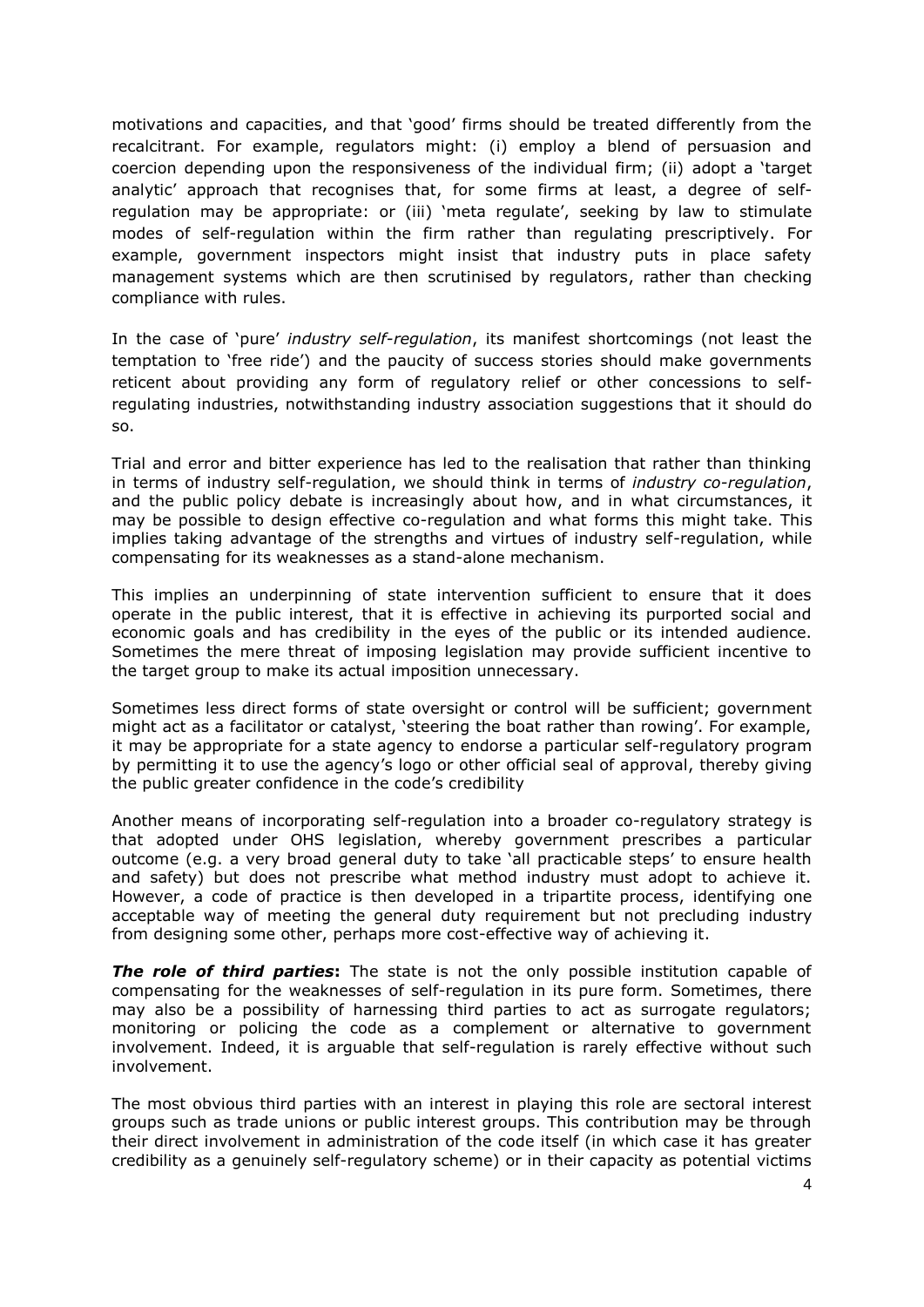motivations and capacities, and that 'good' firms should be treated differently from the recalcitrant. For example, regulators might: (i) employ a blend of persuasion and coercion depending upon the responsiveness of the individual firm; (ii) adopt a 'target analytic' approach that recognises that, for some firms at least, a degree of self-regulation may be appropriate: or (iii) 'meta regulate', seeking by law to stimulate modes of self-regulation within the firm rather than regulating prescriptively. For example, government inspectors might insist that industry puts in place safety management systems which are then scrutinised by regulators, rather than checking compliance with rules.

In the case of 'pure' *industry self-regulation*, its manifest shortcomings (not least the temptation to 'free ride') and the paucity of success stories should make governments reticent about providing any form of regulatory relief or other concessions to self-regulating industries, notwithstanding industry association suggestions that it should do so.

Trial and error and bitter experience has led to the realisation that rather than thinking in terms of industry self-regulation, we should think in terms of *industry co-regulation*, and the public policy debate is increasingly about how, and in what circumstances, it may be possible to design effective co-regulation and what forms this might take. This implies taking advantage of the strengths and virtues of industry self-regulation, while compensating for its weaknesses as a stand-alone mechanism.

This implies an underpinning of state intervention sufficient to ensure that it does operate in the public interest, that it is effective in achieving its purported social and economic goals and has credibility in the eyes of the public or its intended audience. Sometimes the mere threat of imposing legislation may provide sufficient incentive to the target group to make its actual imposition unnecessary.

Sometimes less direct forms of state oversight or control will be sufficient; government might act as a facilitator or catalyst, 'steering the boat rather than rowing'. For example, it may be appropriate for a state agency to endorse a particular self-regulatory program by permitting it to use the agency's logo or other official seal of approval, thereby giving the public greater confidence in the code's credibility

Another means of incorporating self-regulation into a broader co-regulatory strategy is that adopted under OHS legislation, whereby government prescribes a particular outcome (e.g. a very broad general duty to take 'all practicable steps' to ensure health and safety) but does not prescribe what method industry must adopt to achieve it. However, a code of practice is then developed in a tripartite process, identifying one acceptable way of meeting the general duty requirement but not precluding industry from designing some other, perhaps more cost-effective way of achieving it.

***The role of third parties*:** The state is not the only possible institution capable of compensating for the weaknesses of self-regulation in its pure form. Sometimes, there may also be a possibility of harnessing third parties to act as surrogate regulators; monitoring or policing the code as a complement or alternative to government involvement. Indeed, it is arguable that self-regulation is rarely effective without such involvement.

The most obvious third parties with an interest in playing this role are sectoral interest groups such as trade unions or public interest groups. This contribution may be through their direct involvement in administration of the code itself (in which case it has greater credibility as a genuinely self-regulatory scheme) or in their capacity as potential victims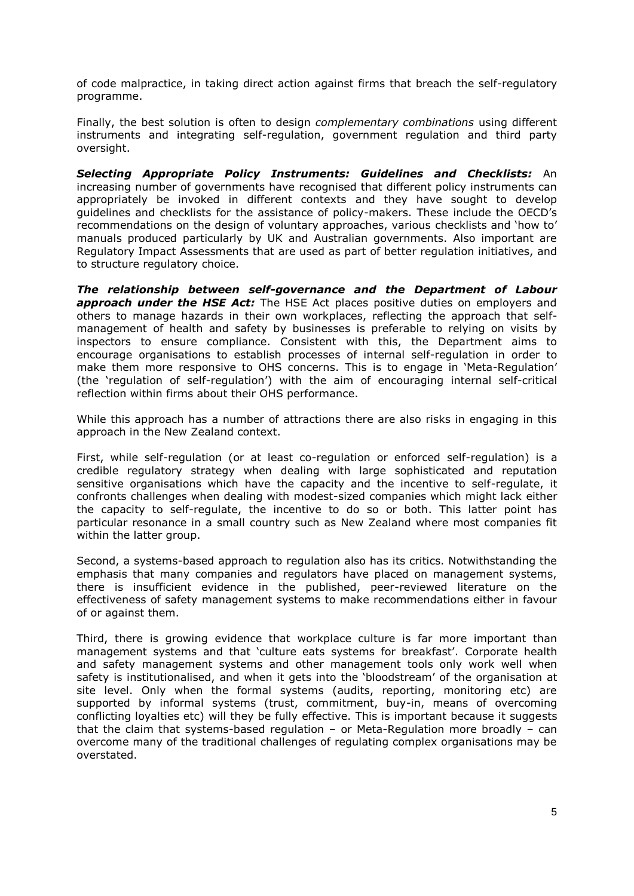of code malpractice, in taking direct action against firms that breach the self-regulatory programme.

Finally, the best solution is often to design *complementary combinations* using different instruments and integrating self-regulation, government regulation and third party oversight.

***Selecting Appropriate Policy Instruments: Guidelines and Checklists:*** An increasing number of governments have recognised that different policy instruments can appropriately be invoked in different contexts and they have sought to develop guidelines and checklists for the assistance of policy-makers. These include the OECD's recommendations on the design of voluntary approaches, various checklists and 'how to' manuals produced particularly by UK and Australian governments. Also important are Regulatory Impact Assessments that are used as part of better regulation initiatives, and to structure regulatory choice.

***The relationship between self-governance and the Department of Labour approach under the HSE Act:*** The HSE Act places positive duties on employers and others to manage hazards in their own workplaces, reflecting the approach that self-management of health and safety by businesses is preferable to relying on visits by inspectors to ensure compliance. Consistent with this, the Department aims to encourage organisations to establish processes of internal self-regulation in order to make them more responsive to OHS concerns. This is to engage in 'Meta-Regulation' (the 'regulation of self-regulation') with the aim of encouraging internal self-critical reflection within firms about their OHS performance.

While this approach has a number of attractions there are also risks in engaging in this approach in the New Zealand context.

First, while self-regulation (or at least co-regulation or enforced self-regulation) is a credible regulatory strategy when dealing with large sophisticated and reputation sensitive organisations which have the capacity and the incentive to self-regulate, it confronts challenges when dealing with modest-sized companies which might lack either the capacity to self-regulate, the incentive to do so or both. This latter point has particular resonance in a small country such as New Zealand where most companies fit within the latter group.

Second, a systems-based approach to regulation also has its critics. Notwithstanding the emphasis that many companies and regulators have placed on management systems, there is insufficient evidence in the published, peer-reviewed literature on the effectiveness of safety management systems to make recommendations either in favour of or against them.

Third, there is growing evidence that workplace culture is far more important than management systems and that 'culture eats systems for breakfast'. Corporate health and safety management systems and other management tools only work well when safety is institutionalised, and when it gets into the 'bloodstream' of the organisation at site level. Only when the formal systems (audits, reporting, monitoring etc) are supported by informal systems (trust, commitment, buy-in, means of overcoming conflicting loyalties etc) will they be fully effective. This is important because it suggests that the claim that systems-based regulation – or Meta-Regulation more broadly – can overcome many of the traditional challenges of regulating complex organisations may be overstated.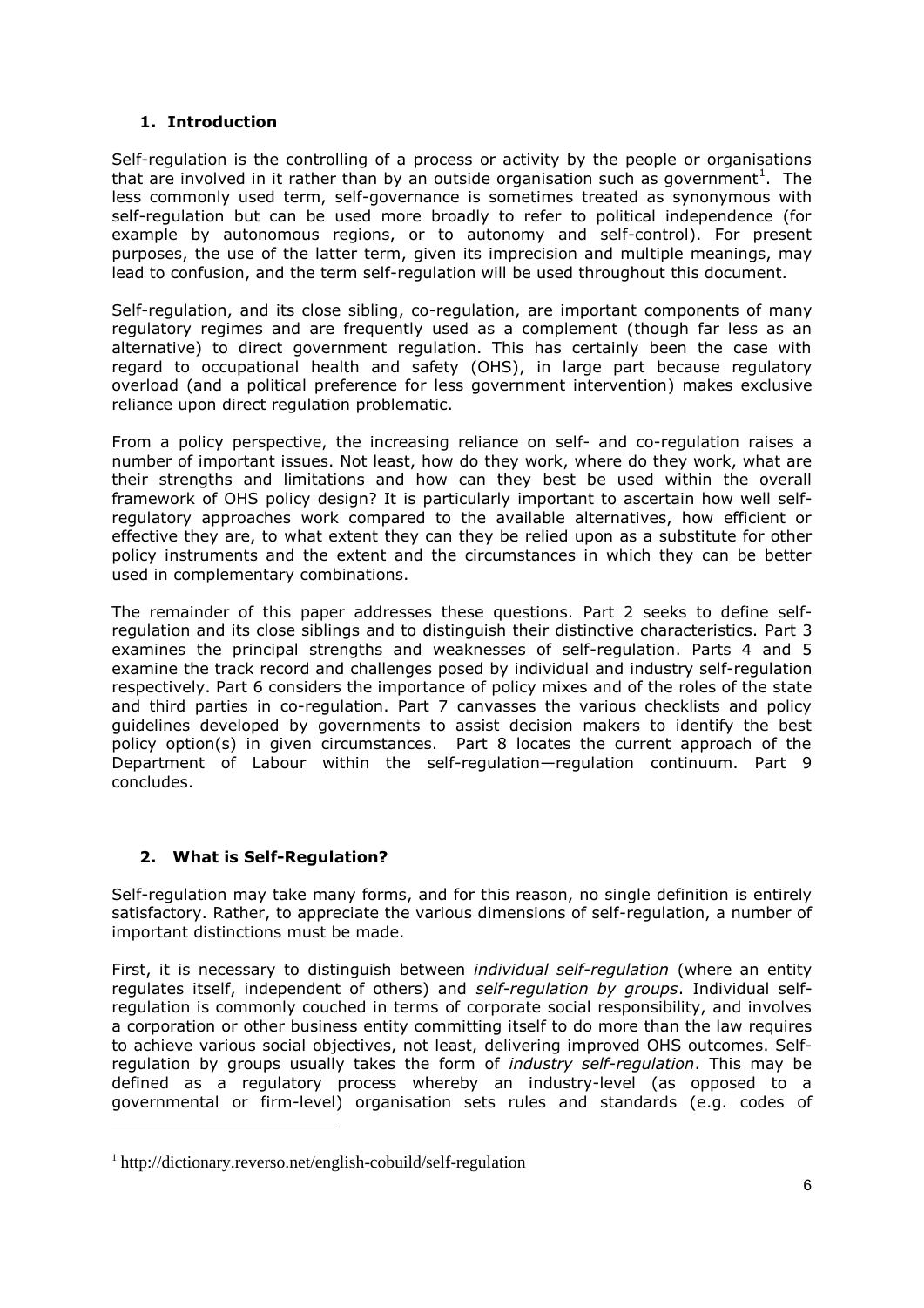## 1. Introduction

Self-regulation is the controlling of a process or activity by the people or organisations that are involved in it rather than by an outside organisation such as government[1]. The less commonly used term, self-governance is sometimes treated as synonymous with self-regulation but can be used more broadly to refer to political independence (for example by autonomous regions, or to autonomy and self-control). For present purposes, the use of the latter term, given its imprecision and multiple meanings, may lead to confusion, and the term self-regulation will be used throughout this document.

Self-regulation, and its close sibling, co-regulation, are important components of many regulatory regimes and are frequently used as a complement (though far less as an alternative) to direct government regulation. This has certainly been the case with regard to occupational health and safety (OHS), in large part because regulatory overload (and a political preference for less government intervention) makes exclusive reliance upon direct regulation problematic.

From a policy perspective, the increasing reliance on self- and co-regulation raises a number of important issues. Not least, how do they work, where do they work, what are their strengths and limitations and how can they best be used within the overall framework of OHS policy design? It is particularly important to ascertain how well self-regulatory approaches work compared to the available alternatives, how efficient or effective they are, to what extent they can they be relied upon as a substitute for other policy instruments and the extent and the circumstances in which they can be better used in complementary combinations.

The remainder of this paper addresses these questions. Part 2 seeks to define self-regulation and its close siblings and to distinguish their distinctive characteristics. Part 3 examines the principal strengths and weaknesses of self-regulation. Parts 4 and 5 examine the track record and challenges posed by individual and industry self-regulation respectively. Part 6 considers the importance of policy mixes and of the roles of the state and third parties in co-regulation. Part 7 canvasses the various checklists and policy guidelines developed by governments to assist decision makers to identify the best policy option(s) in given circumstances. Part 8 locates the current approach of the Department of Labour within the self-regulation—regulation continuum. Part 9 concludes.

## 2. What is Self-Regulation?

Self-regulation may take many forms, and for this reason, no single definition is entirely satisfactory. Rather, to appreciate the various dimensions of self-regulation, a number of important distinctions must be made.

First, it is necessary to distinguish between *individual self-regulation* (where an entity regulates itself, independent of others) and *self-regulation by groups*. Individual self-regulation is commonly couched in terms of corporate social responsibility, and involves a corporation or other business entity committing itself to do more than the law requires to achieve various social objectives, not least, delivering improved OHS outcomes. Self-regulation by groups usually takes the form of *industry self-regulation*. This may be defined as a regulatory process whereby an industry-level (as opposed to a governmental or firm-level) organisation sets rules and standards (e.g. codes of

[1] http://dictionary.reverso.net/english-cobuild/self-regulation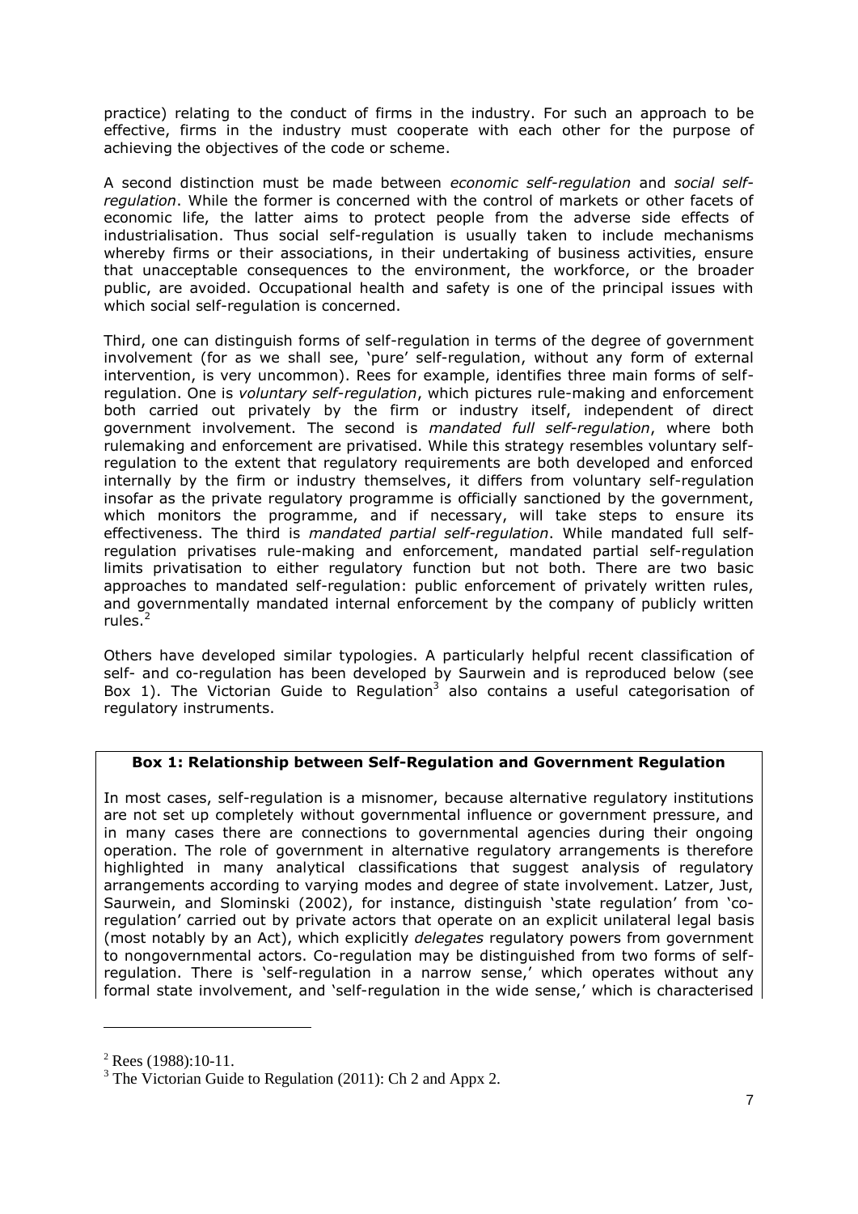practice) relating to the conduct of firms in the industry. For such an approach to be effective, firms in the industry must cooperate with each other for the purpose of achieving the objectives of the code or scheme.

A second distinction must be made between *economic self-regulation* and *social self-regulation*. While the former is concerned with the control of markets or other facets of economic life, the latter aims to protect people from the adverse side effects of industrialisation. Thus social self-regulation is usually taken to include mechanisms whereby firms or their associations, in their undertaking of business activities, ensure that unacceptable consequences to the environment, the workforce, or the broader public, are avoided. Occupational health and safety is one of the principal issues with which social self-regulation is concerned.

Third, one can distinguish forms of self-regulation in terms of the degree of government involvement (for as we shall see, 'pure' self-regulation, without any form of external intervention, is very uncommon). Rees for example, identifies three main forms of self-regulation. One is *voluntary self-regulation*, which pictures rule-making and enforcement both carried out privately by the firm or industry itself, independent of direct government involvement. The second is *mandated full self-regulation*, where both rulemaking and enforcement are privatised. While this strategy resembles voluntary self-regulation to the extent that regulatory requirements are both developed and enforced internally by the firm or industry themselves, it differs from voluntary self-regulation insofar as the private regulatory programme is officially sanctioned by the government, which monitors the programme, and if necessary, will take steps to ensure its effectiveness. The third is *mandated partial self-regulation*. While mandated full self-regulation privatises rule-making and enforcement, mandated partial self-regulation limits privatisation to either regulatory function but not both. There are two basic approaches to mandated self-regulation: public enforcement of privately written rules, and governmentally mandated internal enforcement by the company of publicly written rules.[2]

Others have developed similar typologies. A particularly helpful recent classification of self- and co-regulation has been developed by Saurwein and is reproduced below (see Box 1). The Victorian Guide to Regulation[3] also contains a useful categorisation of regulatory instruments.

**Box 1: Relationship between Self-Regulation and Government Regulation**

In most cases, self-regulation is a misnomer, because alternative regulatory institutions are not set up completely without governmental influence or government pressure, and in many cases there are connections to governmental agencies during their ongoing operation. The role of government in alternative regulatory arrangements is therefore highlighted in many analytical classifications that suggest analysis of regulatory arrangements according to varying modes and degree of state involvement. Latzer, Just, Saurwein, and Slominski (2002), for instance, distinguish 'state regulation' from 'co-regulation' carried out by private actors that operate on an explicit unilateral legal basis (most notably by an Act), which explicitly *delegates* regulatory powers from government to nongovernmental actors. Co-regulation may be distinguished from two forms of self-regulation. There is 'self-regulation in a narrow sense,' which operates without any formal state involvement, and 'self-regulation in the wide sense,' which is characterised

[2] Rees (1988):10-11.

[3] The Victorian Guide to Regulation (2011): Ch 2 and Appx 2.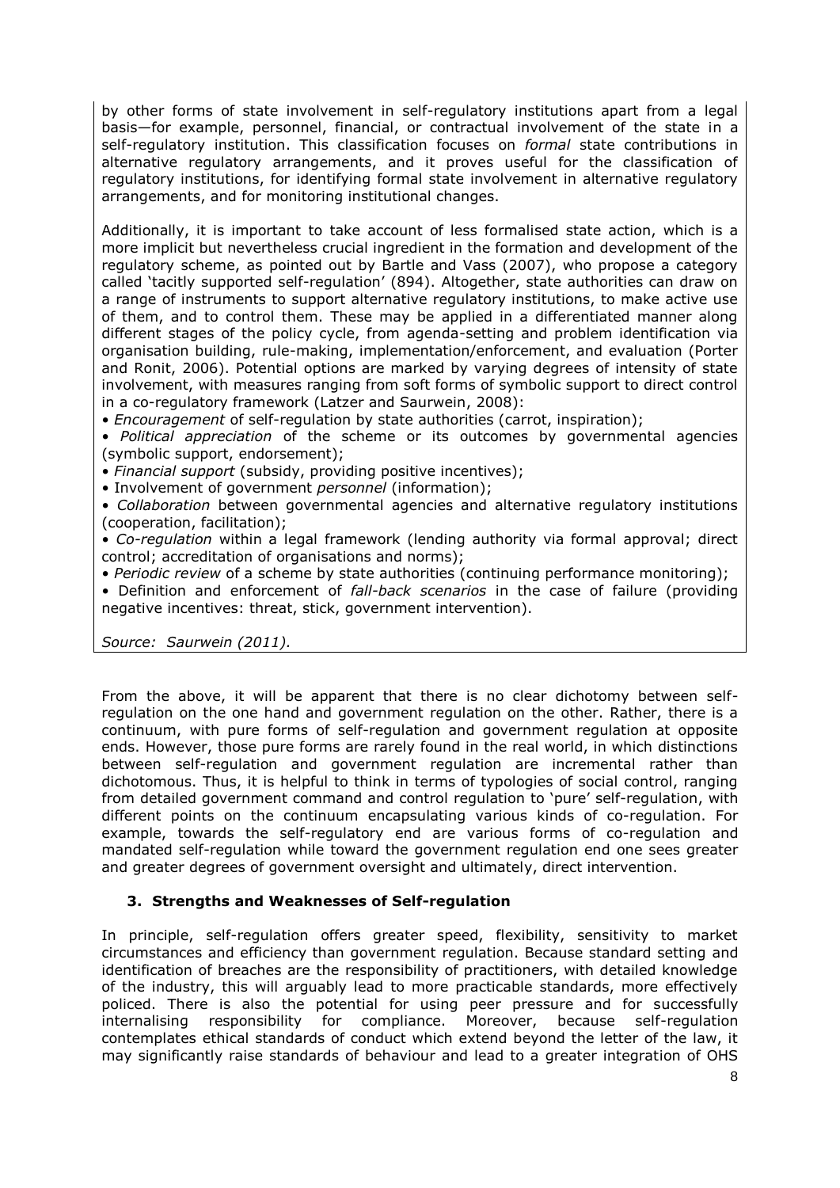by other forms of state involvement in self-regulatory institutions apart from a legal basis—for example, personnel, financial, or contractual involvement of the state in a self-regulatory institution. This classification focuses on *formal* state contributions in alternative regulatory arrangements, and it proves useful for the classification of regulatory institutions, for identifying formal state involvement in alternative regulatory arrangements, and for monitoring institutional changes.

Additionally, it is important to take account of less formalised state action, which is a more implicit but nevertheless crucial ingredient in the formation and development of the regulatory scheme, as pointed out by Bartle and Vass (2007), who propose a category called 'tacitly supported self-regulation' (894). Altogether, state authorities can draw on a range of instruments to support alternative regulatory institutions, to make active use of them, and to control them. These may be applied in a differentiated manner along different stages of the policy cycle, from agenda-setting and problem identification via organisation building, rule-making, implementation/enforcement, and evaluation (Porter and Ronit, 2006). Potential options are marked by varying degrees of intensity of state involvement, with measures ranging from soft forms of symbolic support to direct control in a co-regulatory framework (Latzer and Saurwein, 2008):

- *Encouragement* of self-regulation by state authorities (carrot, inspiration);
- *Political appreciation* of the scheme or its outcomes by governmental agencies (symbolic support, endorsement);
- *Financial support* (subsidy, providing positive incentives);
- Involvement of government *personnel* (information);
- *Collaboration* between governmental agencies and alternative regulatory institutions (cooperation, facilitation);
- *Co-regulation* within a legal framework (lending authority via formal approval; direct control; accreditation of organisations and norms);
- *Periodic review* of a scheme by state authorities (continuing performance monitoring);
- Definition and enforcement of *fall-back scenarios* in the case of failure (providing negative incentives: threat, stick, government intervention).

*Source: Saurwein (2011).*

From the above, it will be apparent that there is no clear dichotomy between self-regulation on the one hand and government regulation on the other. Rather, there is a continuum, with pure forms of self-regulation and government regulation at opposite ends. However, those pure forms are rarely found in the real world, in which distinctions between self-regulation and government regulation are incremental rather than dichotomous. Thus, it is helpful to think in terms of typologies of social control, ranging from detailed government command and control regulation to 'pure' self-regulation, with different points on the continuum encapsulating various kinds of co-regulation. For example, towards the self-regulatory end are various forms of co-regulation and mandated self-regulation while toward the government regulation end one sees greater and greater degrees of government oversight and ultimately, direct intervention.

## 3. Strengths and Weaknesses of Self-regulation

In principle, self-regulation offers greater speed, flexibility, sensitivity to market circumstances and efficiency than government regulation. Because standard setting and identification of breaches are the responsibility of practitioners, with detailed knowledge of the industry, this will arguably lead to more practicable standards, more effectively policed. There is also the potential for using peer pressure and for successfully internalising responsibility for compliance. Moreover, because self-regulation contemplates ethical standards of conduct which extend beyond the letter of the law, it may significantly raise standards of behaviour and lead to a greater integration of OHS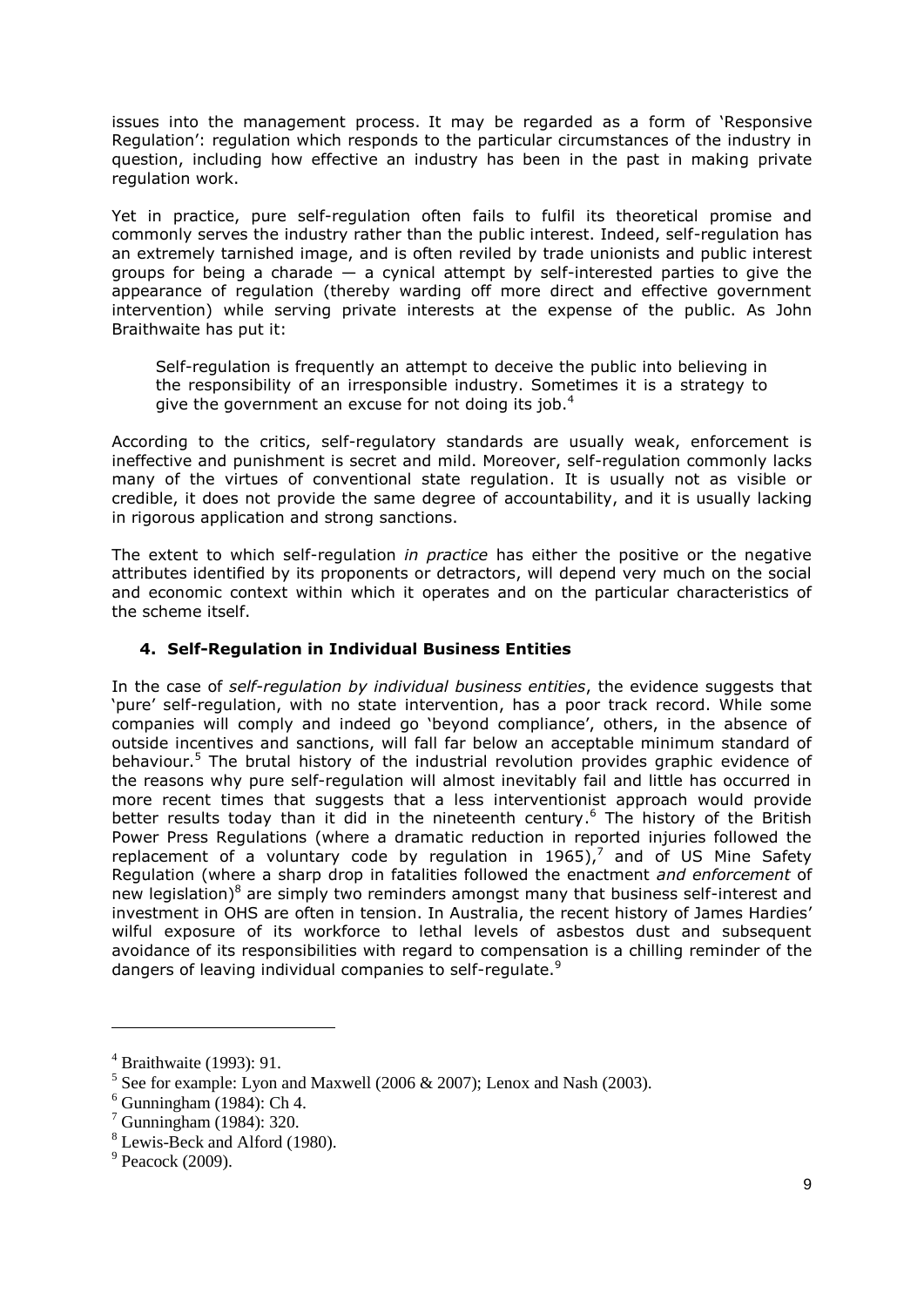issues into the management process. It may be regarded as a form of 'Responsive Regulation': regulation which responds to the particular circumstances of the industry in question, including how effective an industry has been in the past in making private regulation work.

Yet in practice, pure self-regulation often fails to fulfil its theoretical promise and commonly serves the industry rather than the public interest. Indeed, self-regulation has an extremely tarnished image, and is often reviled by trade unionists and public interest groups for being a charade — a cynical attempt by self-interested parties to give the appearance of regulation (thereby warding off more direct and effective government intervention) while serving private interests at the expense of the public. As John Braithwaite has put it:

> Self-regulation is frequently an attempt to deceive the public into believing in the responsibility of an irresponsible industry. Sometimes it is a strategy to give the government an excuse for not doing its job.[4]

According to the critics, self-regulatory standards are usually weak, enforcement is ineffective and punishment is secret and mild. Moreover, self-regulation commonly lacks many of the virtues of conventional state regulation. It is usually not as visible or credible, it does not provide the same degree of accountability, and it is usually lacking in rigorous application and strong sanctions.

The extent to which self-regulation *in practice* has either the positive or the negative attributes identified by its proponents or detractors, will depend very much on the social and economic context within which it operates and on the particular characteristics of the scheme itself.

## 4. Self-Regulation in Individual Business Entities

In the case of *self-regulation by individual business entities*, the evidence suggests that 'pure' self-regulation, with no state intervention, has a poor track record. While some companies will comply and indeed go 'beyond compliance', others, in the absence of outside incentives and sanctions, will fall far below an acceptable minimum standard of behaviour.[5] The brutal history of the industrial revolution provides graphic evidence of the reasons why pure self-regulation will almost inevitably fail and little has occurred in more recent times that suggests that a less interventionist approach would provide better results today than it did in the nineteenth century.[6] The history of the British Power Press Regulations (where a dramatic reduction in reported injuries followed the replacement of a voluntary code by regulation in 1965),[7] and of US Mine Safety Regulation (where a sharp drop in fatalities followed the enactment *and enforcement* of new legislation)[8] are simply two reminders amongst many that business self-interest and investment in OHS are often in tension. In Australia, the recent history of James Hardies' wilful exposure of its workforce to lethal levels of asbestos dust and subsequent avoidance of its responsibilities with regard to compensation is a chilling reminder of the dangers of leaving individual companies to self-regulate.[9]

---

[4] Braithwaite (1993): 91.

[5] See for example: Lyon and Maxwell (2006 & 2007); Lenox and Nash (2003).

[6] Gunningham (1984): Ch 4.

[7] Gunningham (1984): 320.

[8] Lewis-Beck and Alford (1980).

[9] Peacock (2009).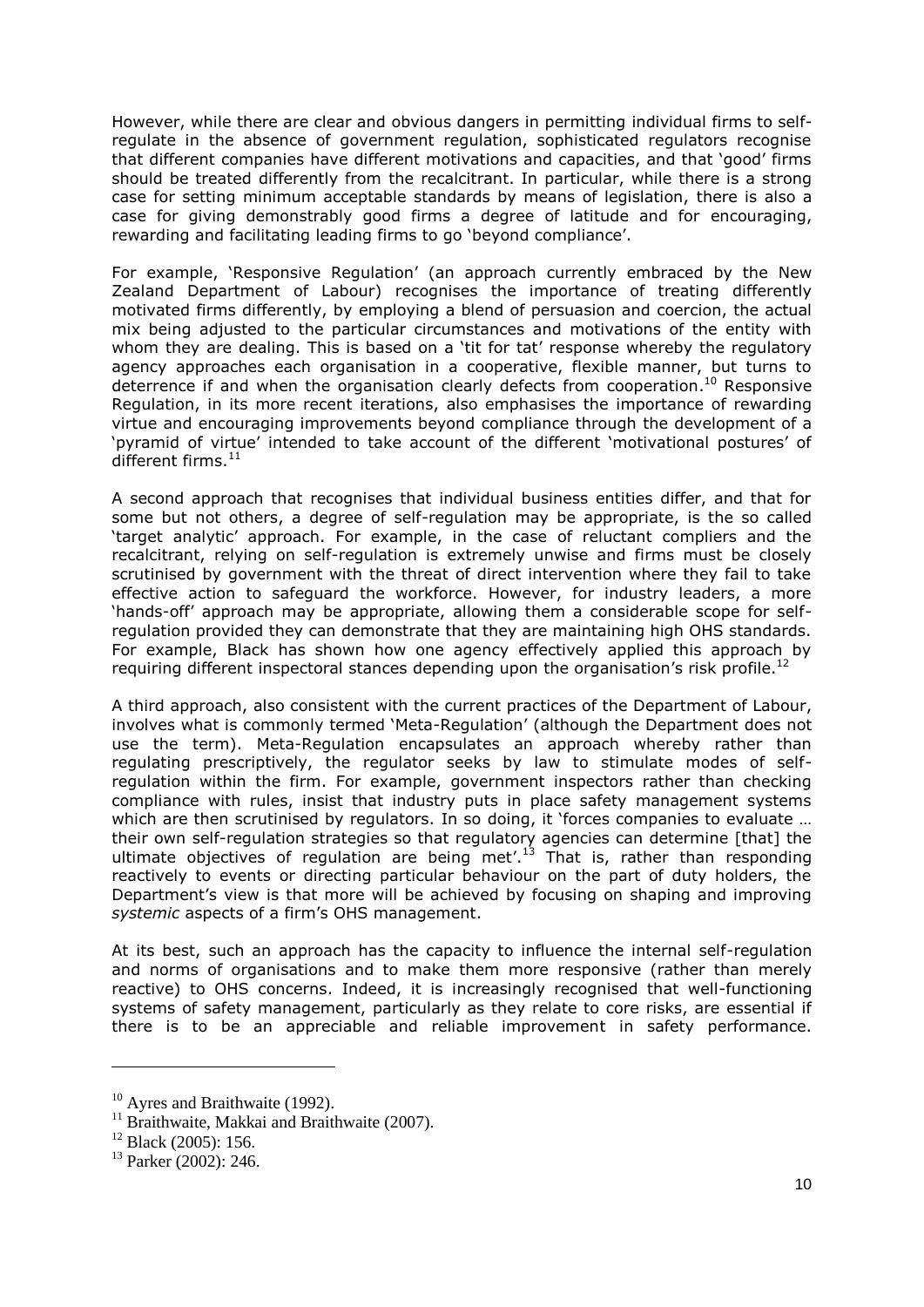However, while there are clear and obvious dangers in permitting individual firms to self-regulate in the absence of government regulation, sophisticated regulators recognise that different companies have different motivations and capacities, and that 'good' firms should be treated differently from the recalcitrant. In particular, while there is a strong case for setting minimum acceptable standards by means of legislation, there is also a case for giving demonstrably good firms a degree of latitude and for encouraging, rewarding and facilitating leading firms to go 'beyond compliance'.

For example, 'Responsive Regulation' (an approach currently embraced by the New Zealand Department of Labour) recognises the importance of treating differently motivated firms differently, by employing a blend of persuasion and coercion, the actual mix being adjusted to the particular circumstances and motivations of the entity with whom they are dealing. This is based on a 'tit for tat' response whereby the regulatory agency approaches each organisation in a cooperative, flexible manner, but turns to deterrence if and when the organisation clearly defects from cooperation.[10] Responsive Regulation, in its more recent iterations, also emphasises the importance of rewarding virtue and encouraging improvements beyond compliance through the development of a 'pyramid of virtue' intended to take account of the different 'motivational postures' of different firms.[11]

A second approach that recognises that individual business entities differ, and that for some but not others, a degree of self-regulation may be appropriate, is the so called 'target analytic' approach. For example, in the case of reluctant compliers and the recalcitrant, relying on self-regulation is extremely unwise and firms must be closely scrutinised by government with the threat of direct intervention where they fail to take effective action to safeguard the workforce. However, for industry leaders, a more 'hands-off' approach may be appropriate, allowing them a considerable scope for self-regulation provided they can demonstrate that they are maintaining high OHS standards. For example, Black has shown how one agency effectively applied this approach by requiring different inspectoral stances depending upon the organisation's risk profile.[12]

A third approach, also consistent with the current practices of the Department of Labour, involves what is commonly termed 'Meta-Regulation' (although the Department does not use the term). Meta-Regulation encapsulates an approach whereby rather than regulating prescriptively, the regulator seeks by law to stimulate modes of self-regulation within the firm. For example, government inspectors rather than checking compliance with rules, insist that industry puts in place safety management systems which are then scrutinised by regulators. In so doing, it 'forces companies to evaluate … their own self-regulation strategies so that regulatory agencies can determine [that] the ultimate objectives of regulation are being met'.[13] That is, rather than responding reactively to events or directing particular behaviour on the part of duty holders, the Department's view is that more will be achieved by focusing on shaping and improving *systemic* aspects of a firm's OHS management.

At its best, such an approach has the capacity to influence the internal self-regulation and norms of organisations and to make them more responsive (rather than merely reactive) to OHS concerns. Indeed, it is increasingly recognised that well-functioning systems of safety management, particularly as they relate to core risks, are essential if there is to be an appreciable and reliable improvement in safety performance.

---

[10] Ayres and Braithwaite (1992).

[11] Braithwaite, Makkai and Braithwaite (2007).

[12] Black (2005): 156.

[13] Parker (2002): 246.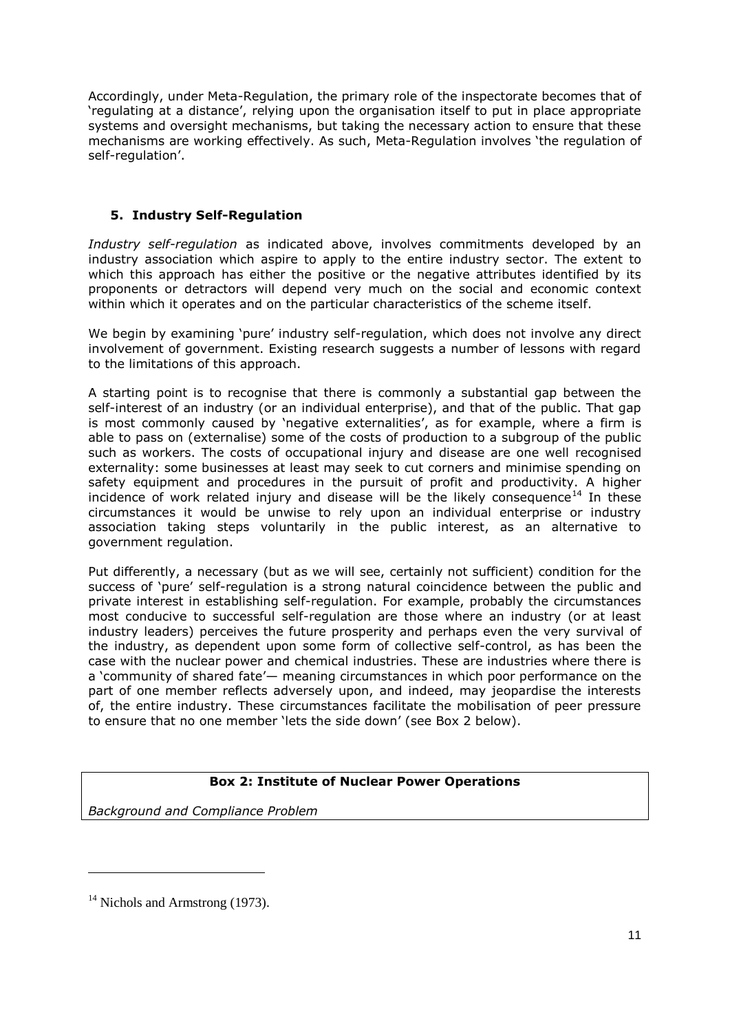Accordingly, under Meta-Regulation, the primary role of the inspectorate becomes that of 'regulating at a distance', relying upon the organisation itself to put in place appropriate systems and oversight mechanisms, but taking the necessary action to ensure that these mechanisms are working effectively. As such, Meta-Regulation involves 'the regulation of self-regulation'.

## 5. Industry Self-Regulation

*Industry self-regulation* as indicated above, involves commitments developed by an industry association which aspire to apply to the entire industry sector. The extent to which this approach has either the positive or the negative attributes identified by its proponents or detractors will depend very much on the social and economic context within which it operates and on the particular characteristics of the scheme itself.

We begin by examining 'pure' industry self-regulation, which does not involve any direct involvement of government. Existing research suggests a number of lessons with regard to the limitations of this approach.

A starting point is to recognise that there is commonly a substantial gap between the self-interest of an industry (or an individual enterprise), and that of the public. That gap is most commonly caused by 'negative externalities', as for example, where a firm is able to pass on (externalise) some of the costs of production to a subgroup of the public such as workers. The costs of occupational injury and disease are one well recognised externality: some businesses at least may seek to cut corners and minimise spending on safety equipment and procedures in the pursuit of profit and productivity. A higher incidence of work related injury and disease will be the likely consequence[14] In these circumstances it would be unwise to rely upon an individual enterprise or industry association taking steps voluntarily in the public interest, as an alternative to government regulation.

Put differently, a necessary (but as we will see, certainly not sufficient) condition for the success of 'pure' self-regulation is a strong natural coincidence between the public and private interest in establishing self-regulation. For example, probably the circumstances most conducive to successful self-regulation are those where an industry (or at least industry leaders) perceives the future prosperity and perhaps even the very survival of the industry, as dependent upon some form of collective self-control, as has been the case with the nuclear power and chemical industries. These are industries where there is a 'community of shared fate'— meaning circumstances in which poor performance on the part of one member reflects adversely upon, and indeed, may jeopardise the interests of, the entire industry. These circumstances facilitate the mobilisation of peer pressure to ensure that no one member 'lets the side down' (see Box 2 below).

**Box 2: Institute of Nuclear Power Operations**

*Background and Compliance Problem*

[14] Nichols and Armstrong (1973).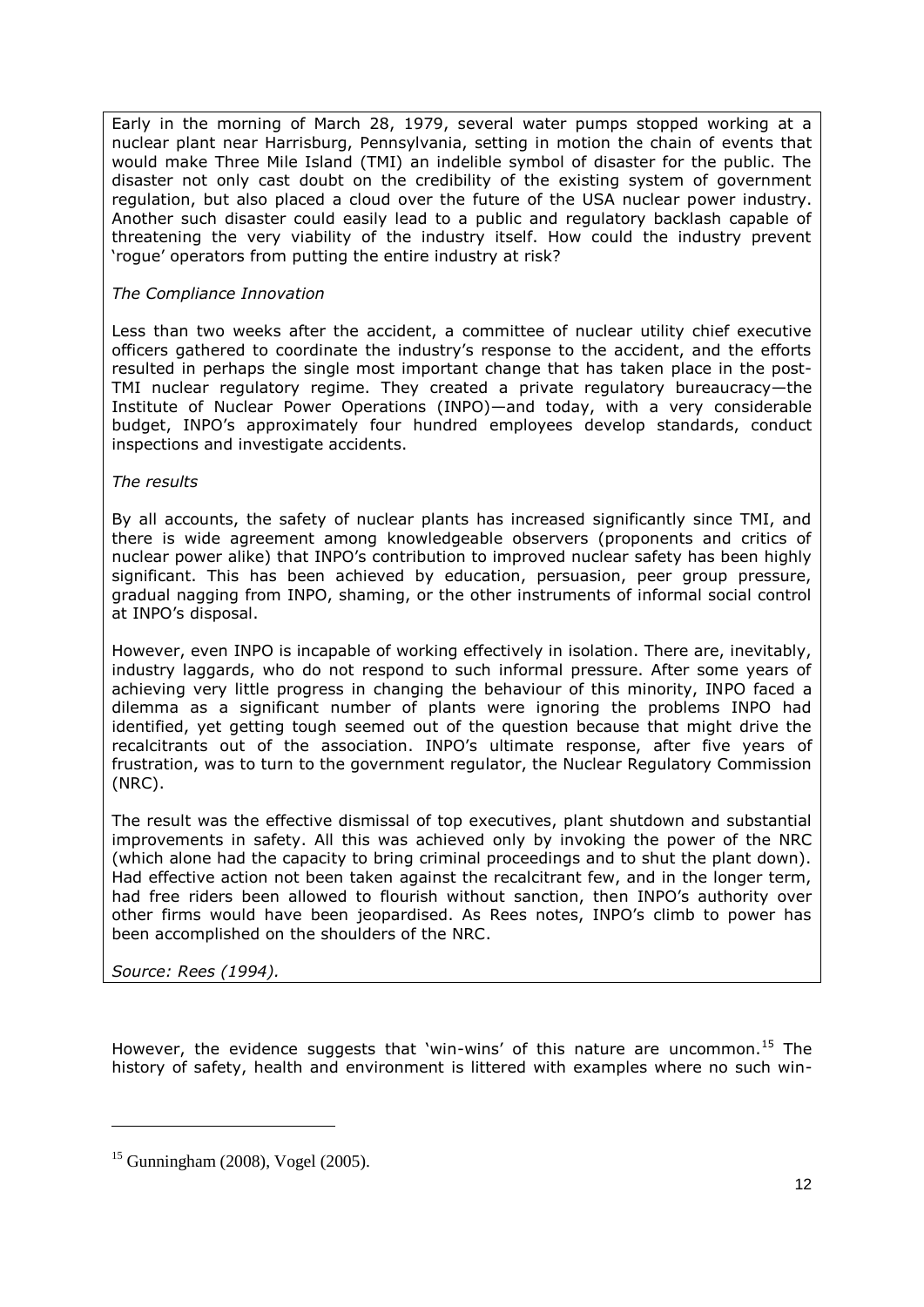Early in the morning of March 28, 1979, several water pumps stopped working at a nuclear plant near Harrisburg, Pennsylvania, setting in motion the chain of events that would make Three Mile Island (TMI) an indelible symbol of disaster for the public. The disaster not only cast doubt on the credibility of the existing system of government regulation, but also placed a cloud over the future of the USA nuclear power industry. Another such disaster could easily lead to a public and regulatory backlash capable of threatening the very viability of the industry itself. How could the industry prevent 'rogue' operators from putting the entire industry at risk?

*The Compliance Innovation*

Less than two weeks after the accident, a committee of nuclear utility chief executive officers gathered to coordinate the industry's response to the accident, and the efforts resulted in perhaps the single most important change that has taken place in the post-TMI nuclear regulatory regime. They created a private regulatory bureaucracy—the Institute of Nuclear Power Operations (INPO)—and today, with a very considerable budget, INPO's approximately four hundred employees develop standards, conduct inspections and investigate accidents.

*The results*

By all accounts, the safety of nuclear plants has increased significantly since TMI, and there is wide agreement among knowledgeable observers (proponents and critics of nuclear power alike) that INPO's contribution to improved nuclear safety has been highly significant. This has been achieved by education, persuasion, peer group pressure, gradual nagging from INPO, shaming, or the other instruments of informal social control at INPO's disposal.

However, even INPO is incapable of working effectively in isolation. There are, inevitably, industry laggards, who do not respond to such informal pressure. After some years of achieving very little progress in changing the behaviour of this minority, INPO faced a dilemma as a significant number of plants were ignoring the problems INPO had identified, yet getting tough seemed out of the question because that might drive the recalcitrants out of the association. INPO's ultimate response, after five years of frustration, was to turn to the government regulator, the Nuclear Regulatory Commission (NRC).

The result was the effective dismissal of top executives, plant shutdown and substantial improvements in safety. All this was achieved only by invoking the power of the NRC (which alone had the capacity to bring criminal proceedings and to shut the plant down). Had effective action not been taken against the recalcitrant few, and in the longer term, had free riders been allowed to flourish without sanction, then INPO's authority over other firms would have been jeopardised. As Rees notes, INPO's climb to power has been accomplished on the shoulders of the NRC.

*Source: Rees (1994).*

However, the evidence suggests that 'win-wins' of this nature are uncommon.[15] The history of safety, health and environment is littered with examples where no such win-

---

[15] Gunningham (2008), Vogel (2005).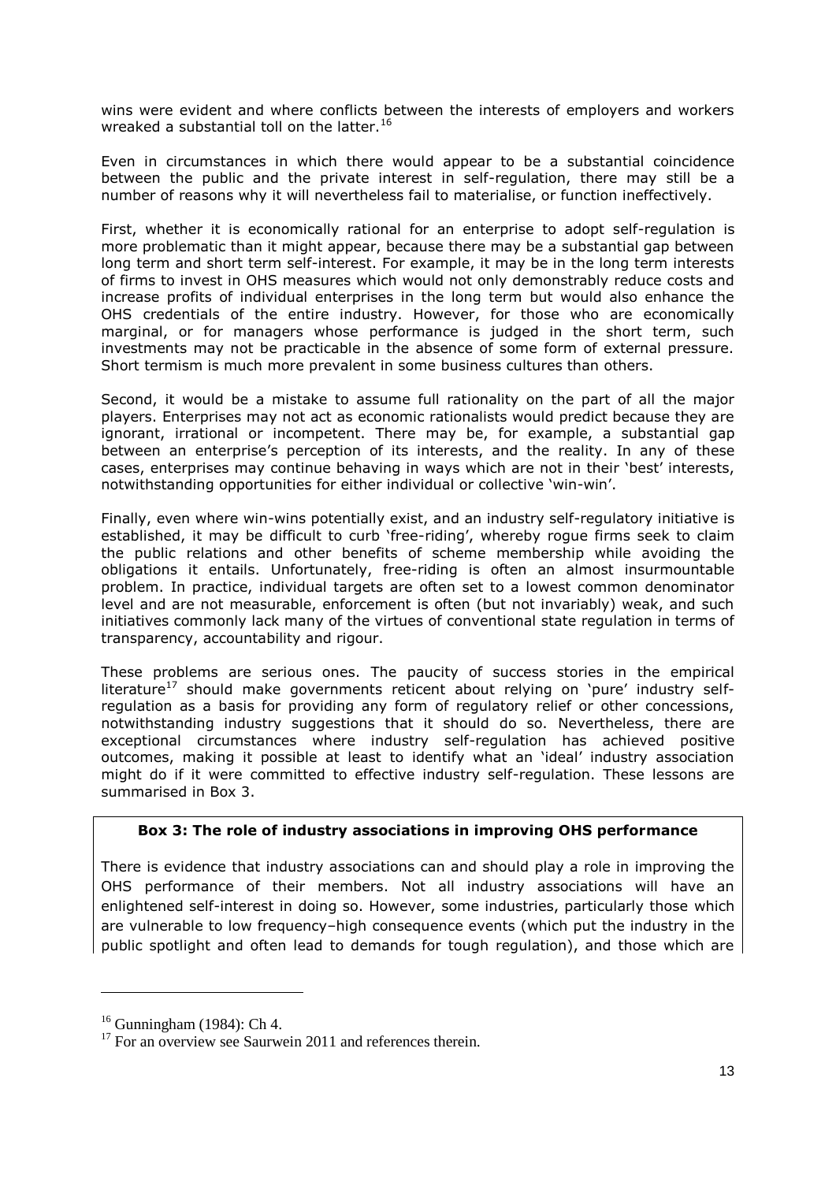wins were evident and where conflicts between the interests of employers and workers wreaked a substantial toll on the latter.[16]

Even in circumstances in which there would appear to be a substantial coincidence between the public and the private interest in self-regulation, there may still be a number of reasons why it will nevertheless fail to materialise, or function ineffectively.

First, whether it is economically rational for an enterprise to adopt self-regulation is more problematic than it might appear, because there may be a substantial gap between long term and short term self-interest. For example, it may be in the long term interests of firms to invest in OHS measures which would not only demonstrably reduce costs and increase profits of individual enterprises in the long term but would also enhance the OHS credentials of the entire industry. However, for those who are economically marginal, or for managers whose performance is judged in the short term, such investments may not be practicable in the absence of some form of external pressure. Short termism is much more prevalent in some business cultures than others.

Second, it would be a mistake to assume full rationality on the part of all the major players. Enterprises may not act as economic rationalists would predict because they are ignorant, irrational or incompetent. There may be, for example, a substantial gap between an enterprise's perception of its interests, and the reality. In any of these cases, enterprises may continue behaving in ways which are not in their 'best' interests, notwithstanding opportunities for either individual or collective 'win-win'.

Finally, even where win-wins potentially exist, and an industry self-regulatory initiative is established, it may be difficult to curb 'free-riding', whereby rogue firms seek to claim the public relations and other benefits of scheme membership while avoiding the obligations it entails. Unfortunately, free-riding is often an almost insurmountable problem. In practice, individual targets are often set to a lowest common denominator level and are not measurable, enforcement is often (but not invariably) weak, and such initiatives commonly lack many of the virtues of conventional state regulation in terms of transparency, accountability and rigour.

These problems are serious ones. The paucity of success stories in the empirical literature[17] should make governments reticent about relying on 'pure' industry self-regulation as a basis for providing any form of regulatory relief or other concessions, notwithstanding industry suggestions that it should do so. Nevertheless, there are exceptional circumstances where industry self-regulation has achieved positive outcomes, making it possible at least to identify what an 'ideal' industry association might do if it were committed to effective industry self-regulation. These lessons are summarised in Box 3.

**Box 3: The role of industry associations in improving OHS performance**

There is evidence that industry associations can and should play a role in improving the OHS performance of their members. Not all industry associations will have an enlightened self-interest in doing so. However, some industries, particularly those which are vulnerable to low frequency–high consequence events (which put the industry in the public spotlight and often lead to demands for tough regulation), and those which are

---

[16] Gunningham (1984): Ch 4.

[17] For an overview see Saurwein 2011 and references therein.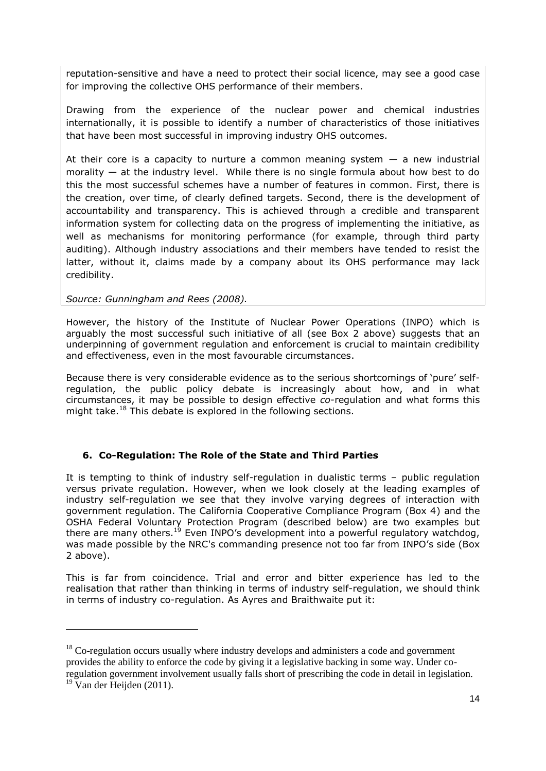reputation-sensitive and have a need to protect their social licence, may see a good case for improving the collective OHS performance of their members.

Drawing from the experience of the nuclear power and chemical industries internationally, it is possible to identify a number of characteristics of those initiatives that have been most successful in improving industry OHS outcomes.

At their core is a capacity to nurture a common meaning system — a new industrial morality — at the industry level. While there is no single formula about how best to do this the most successful schemes have a number of features in common. First, there is the creation, over time, of clearly defined targets. Second, there is the development of accountability and transparency. This is achieved through a credible and transparent information system for collecting data on the progress of implementing the initiative, as well as mechanisms for monitoring performance (for example, through third party auditing). Although industry associations and their members have tended to resist the latter, without it, claims made by a company about its OHS performance may lack credibility.

*Source: Gunningham and Rees (2008).*

However, the history of the Institute of Nuclear Power Operations (INPO) which is arguably the most successful such initiative of all (see Box 2 above) suggests that an underpinning of government regulation and enforcement is crucial to maintain credibility and effectiveness, even in the most favourable circumstances.

Because there is very considerable evidence as to the serious shortcomings of 'pure' self-regulation, the public policy debate is increasingly about how, and in what circumstances, it may be possible to design effective *co*-regulation and what forms this might take.[18] This debate is explored in the following sections.

## 6. Co-Regulation: The Role of the State and Third Parties

It is tempting to think of industry self-regulation in dualistic terms – public regulation versus private regulation. However, when we look closely at the leading examples of industry self-regulation we see that they involve varying degrees of interaction with government regulation. The California Cooperative Compliance Program (Box 4) and the OSHA Federal Voluntary Protection Program (described below) are two examples but there are many others.[19] Even INPO's development into a powerful regulatory watchdog, was made possible by the NRC's commanding presence not too far from INPO's side (Box 2 above).

This is far from coincidence. Trial and error and bitter experience has led to the realisation that rather than thinking in terms of industry self-regulation, we should think in terms of industry co-regulation. As Ayres and Braithwaite put it:

---

[18] Co-regulation occurs usually where industry develops and administers a code and government provides the ability to enforce the code by giving it a legislative backing in some way. Under co-regulation government involvement usually falls short of prescribing the code in detail in legislation.

[19] Van der Heijden (2011).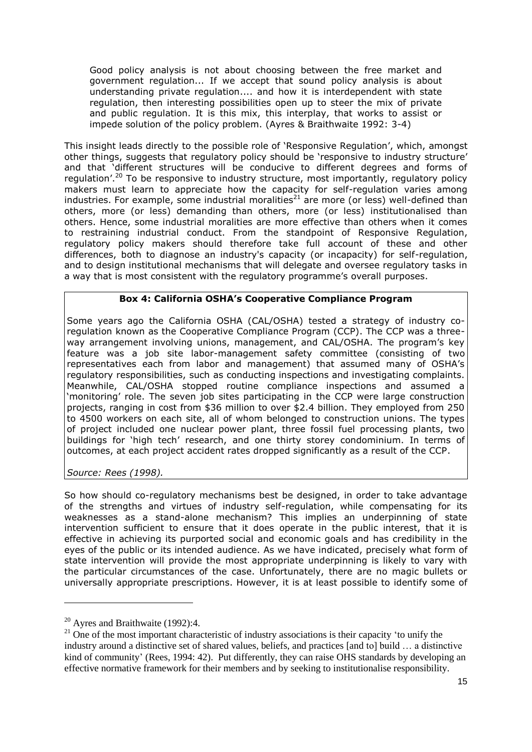> Good policy analysis is not about choosing between the free market and government regulation... If we accept that sound policy analysis is about understanding private regulation.... and how it is interdependent with state regulation, then interesting possibilities open up to steer the mix of private and public regulation. It is this mix, this interplay, that works to assist or impede solution of the policy problem. (Ayres & Braithwaite 1992: 3-4)

This insight leads directly to the possible role of 'Responsive Regulation', which, amongst other things, suggests that regulatory policy should be 'responsive to industry structure' and that 'different structures will be conducive to different degrees and forms of regulation'.[20] To be responsive to industry structure, most importantly, regulatory policy makers must learn to appreciate how the capacity for self-regulation varies among industries. For example, some industrial moralities[21] are more (or less) well-defined than others, more (or less) demanding than others, more (or less) institutionalised than others. Hence, some industrial moralities are more effective than others when it comes to restraining industrial conduct. From the standpoint of Responsive Regulation, regulatory policy makers should therefore take full account of these and other differences, both to diagnose an industry's capacity (or incapacity) for self-regulation, and to design institutional mechanisms that will delegate and oversee regulatory tasks in a way that is most consistent with the regulatory programme's overall purposes.

**Box 4: California OSHA's Cooperative Compliance Program**

Some years ago the California OSHA (CAL/OSHA) tested a strategy of industry co-regulation known as the Cooperative Compliance Program (CCP). The CCP was a three-way arrangement involving unions, management, and CAL/OSHA. The program's key feature was a job site labor-management safety committee (consisting of two representatives each from labor and management) that assumed many of OSHA's regulatory responsibilities, such as conducting inspections and investigating complaints. Meanwhile, CAL/OSHA stopped routine compliance inspections and assumed a 'monitoring' role. The seven job sites participating in the CCP were large construction projects, ranging in cost from $36 million to over $2.4 billion. They employed from 250 to 4500 workers on each site, all of whom belonged to construction unions. The types of project included one nuclear power plant, three fossil fuel processing plants, two buildings for 'high tech' research, and one thirty storey condominium. In terms of outcomes, at each project accident rates dropped significantly as a result of the CCP.

*Source: Rees (1998).*

So how should co-regulatory mechanisms best be designed, in order to take advantage of the strengths and virtues of industry self-regulation, while compensating for its weaknesses as a stand-alone mechanism? This implies an underpinning of state intervention sufficient to ensure that it does operate in the public interest, that it is effective in achieving its purported social and economic goals and has credibility in the eyes of the public or its intended audience. As we have indicated, precisely what form of state intervention will provide the most appropriate underpinning is likely to vary with the particular circumstances of the case. Unfortunately, there are no magic bullets or universally appropriate prescriptions. However, it is at least possible to identify some of

---

[20] Ayres and Braithwaite (1992):4.

[21] One of the most important characteristic of industry associations is their capacity 'to unify the industry around a distinctive set of shared values, beliefs, and practices [and to] build … a distinctive kind of community' (Rees, 1994: 42). Put differently, they can raise OHS standards by developing an effective normative framework for their members and by seeking to institutionalise responsibility.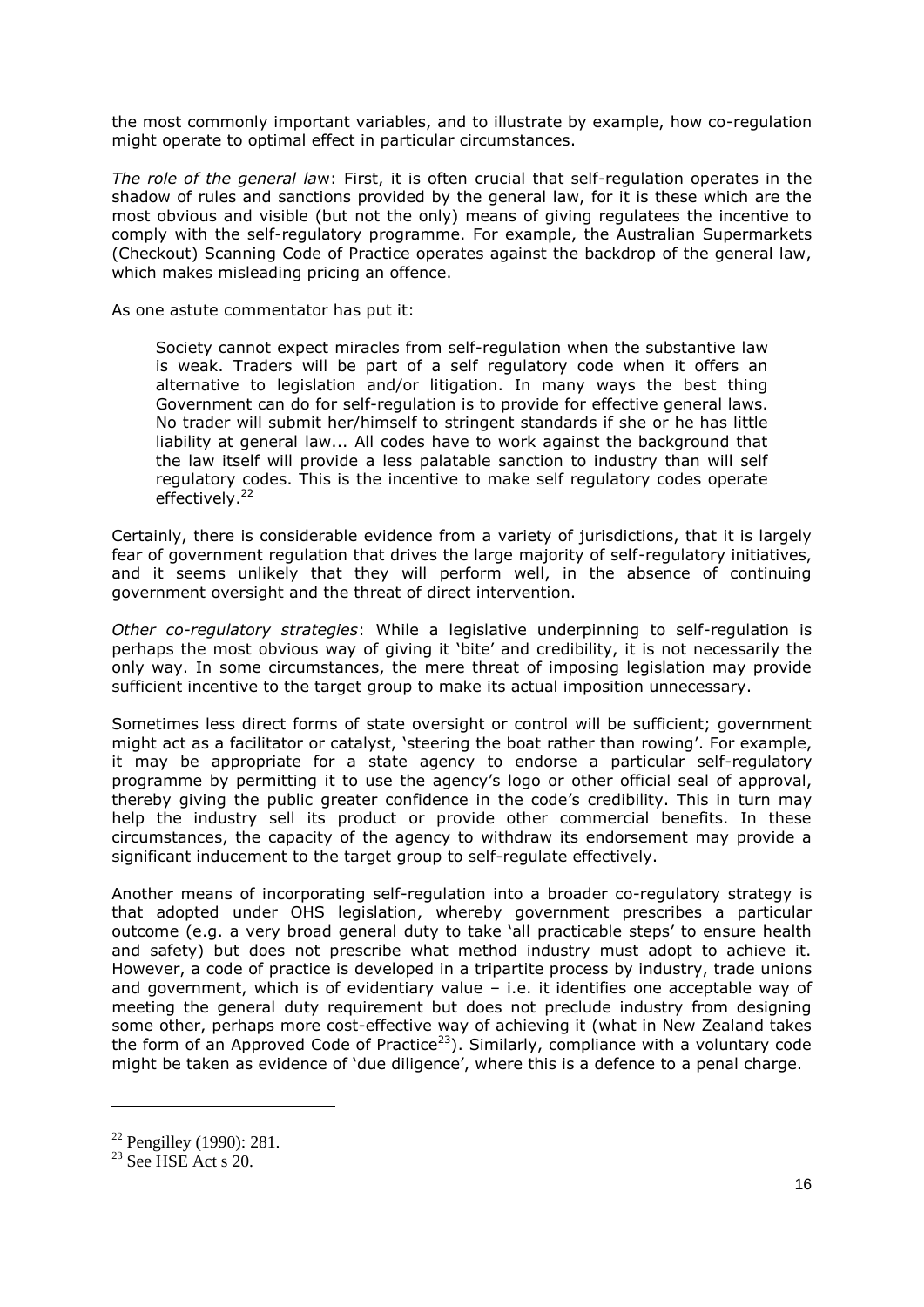the most commonly important variables, and to illustrate by example, how co-regulation might operate to optimal effect in particular circumstances.

*The role of the general law*: First, it is often crucial that self-regulation operates in the shadow of rules and sanctions provided by the general law, for it is these which are the most obvious and visible (but not the only) means of giving regulatees the incentive to comply with the self-regulatory programme. For example, the Australian Supermarkets (Checkout) Scanning Code of Practice operates against the backdrop of the general law, which makes misleading pricing an offence.

As one astute commentator has put it:

> Society cannot expect miracles from self-regulation when the substantive law is weak. Traders will be part of a self regulatory code when it offers an alternative to legislation and/or litigation. In many ways the best thing Government can do for self-regulation is to provide for effective general laws. No trader will submit her/himself to stringent standards if she or he has little liability at general law... All codes have to work against the background that the law itself will provide a less palatable sanction to industry than will self regulatory codes. This is the incentive to make self regulatory codes operate effectively.[22]

Certainly, there is considerable evidence from a variety of jurisdictions, that it is largely fear of government regulation that drives the large majority of self-regulatory initiatives, and it seems unlikely that they will perform well, in the absence of continuing government oversight and the threat of direct intervention.

*Other co-regulatory strategies*: While a legislative underpinning to self-regulation is perhaps the most obvious way of giving it 'bite' and credibility, it is not necessarily the only way. In some circumstances, the mere threat of imposing legislation may provide sufficient incentive to the target group to make its actual imposition unnecessary.

Sometimes less direct forms of state oversight or control will be sufficient; government might act as a facilitator or catalyst, 'steering the boat rather than rowing'. For example, it may be appropriate for a state agency to endorse a particular self-regulatory programme by permitting it to use the agency's logo or other official seal of approval, thereby giving the public greater confidence in the code's credibility. This in turn may help the industry sell its product or provide other commercial benefits. In these circumstances, the capacity of the agency to withdraw its endorsement may provide a significant inducement to the target group to self-regulate effectively.

Another means of incorporating self-regulation into a broader co-regulatory strategy is that adopted under OHS legislation, whereby government prescribes a particular outcome (e.g. a very broad general duty to take 'all practicable steps' to ensure health and safety) but does not prescribe what method industry must adopt to achieve it. However, a code of practice is developed in a tripartite process by industry, trade unions and government, which is of evidentiary value – i.e. it identifies one acceptable way of meeting the general duty requirement but does not preclude industry from designing some other, perhaps more cost-effective way of achieving it (what in New Zealand takes the form of an Approved Code of Practice[23]). Similarly, compliance with a voluntary code might be taken as evidence of 'due diligence', where this is a defence to a penal charge.

---

[22] Pengilley (1990): 281.

[23] See HSE Act s 20.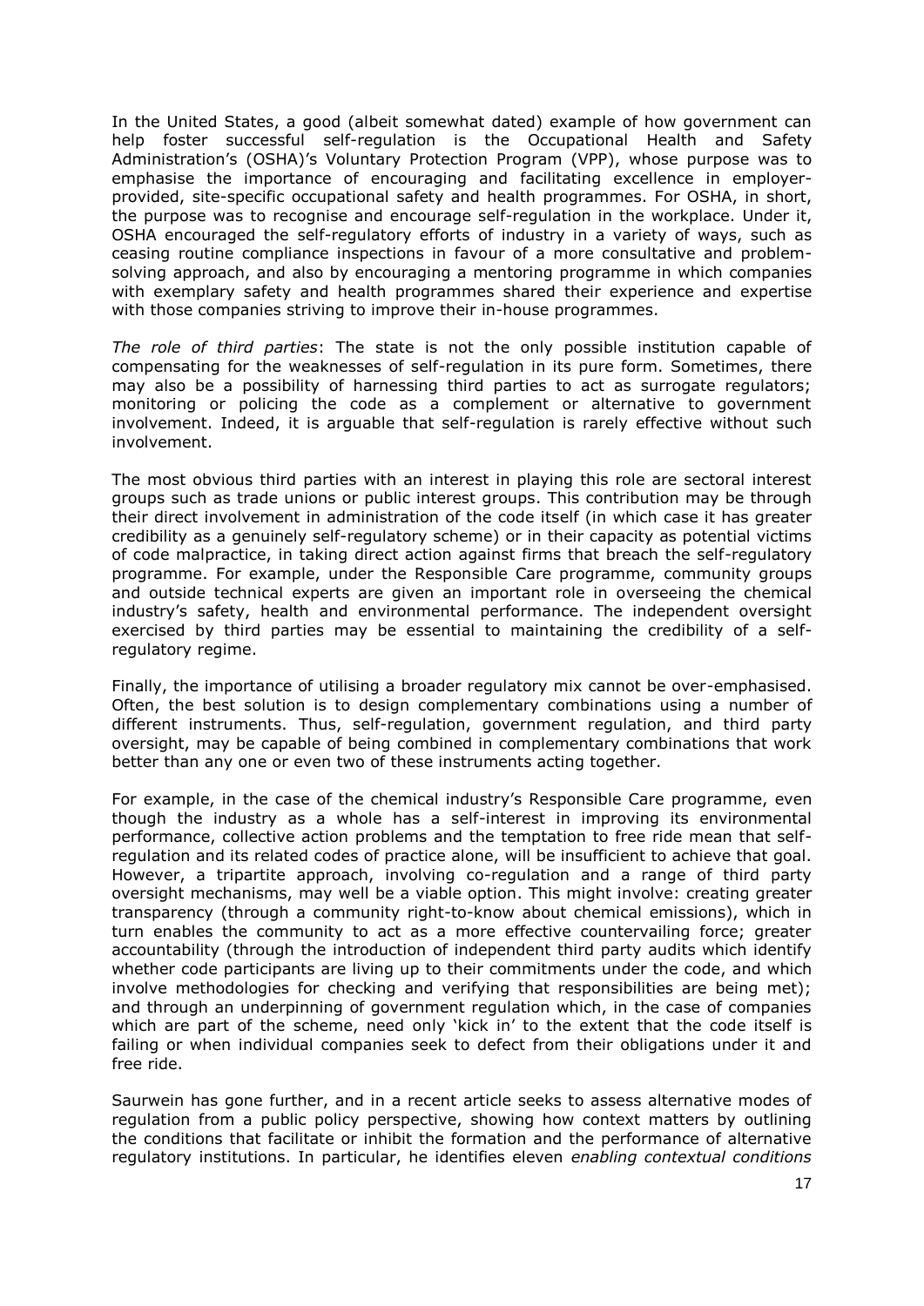In the United States, a good (albeit somewhat dated) example of how government can help foster successful self-regulation is the Occupational Health and Safety Administration's (OSHA)'s Voluntary Protection Program (VPP), whose purpose was to emphasise the importance of encouraging and facilitating excellence in employer-provided, site-specific occupational safety and health programmes. For OSHA, in short, the purpose was to recognise and encourage self-regulation in the workplace. Under it, OSHA encouraged the self-regulatory efforts of industry in a variety of ways, such as ceasing routine compliance inspections in favour of a more consultative and problem-solving approach, and also by encouraging a mentoring programme in which companies with exemplary safety and health programmes shared their experience and expertise with those companies striving to improve their in-house programmes.

*The role of third parties*: The state is not the only possible institution capable of compensating for the weaknesses of self-regulation in its pure form. Sometimes, there may also be a possibility of harnessing third parties to act as surrogate regulators; monitoring or policing the code as a complement or alternative to government involvement. Indeed, it is arguable that self-regulation is rarely effective without such involvement.

The most obvious third parties with an interest in playing this role are sectoral interest groups such as trade unions or public interest groups. This contribution may be through their direct involvement in administration of the code itself (in which case it has greater credibility as a genuinely self-regulatory scheme) or in their capacity as potential victims of code malpractice, in taking direct action against firms that breach the self-regulatory programme. For example, under the Responsible Care programme, community groups and outside technical experts are given an important role in overseeing the chemical industry's safety, health and environmental performance. The independent oversight exercised by third parties may be essential to maintaining the credibility of a self-regulatory regime.

Finally, the importance of utilising a broader regulatory mix cannot be over-emphasised. Often, the best solution is to design complementary combinations using a number of different instruments. Thus, self-regulation, government regulation, and third party oversight, may be capable of being combined in complementary combinations that work better than any one or even two of these instruments acting together.

For example, in the case of the chemical industry's Responsible Care programme, even though the industry as a whole has a self-interest in improving its environmental performance, collective action problems and the temptation to free ride mean that self-regulation and its related codes of practice alone, will be insufficient to achieve that goal. However, a tripartite approach, involving co-regulation and a range of third party oversight mechanisms, may well be a viable option. This might involve: creating greater transparency (through a community right-to-know about chemical emissions), which in turn enables the community to act as a more effective countervailing force; greater accountability (through the introduction of independent third party audits which identify whether code participants are living up to their commitments under the code, and which involve methodologies for checking and verifying that responsibilities are being met); and through an underpinning of government regulation which, in the case of companies which are part of the scheme, need only 'kick in' to the extent that the code itself is failing or when individual companies seek to defect from their obligations under it and free ride.

Saurwein has gone further, and in a recent article seeks to assess alternative modes of regulation from a public policy perspective, showing how context matters by outlining the conditions that facilitate or inhibit the formation and the performance of alternative regulatory institutions. In particular, he identifies eleven *enabling contextual conditions*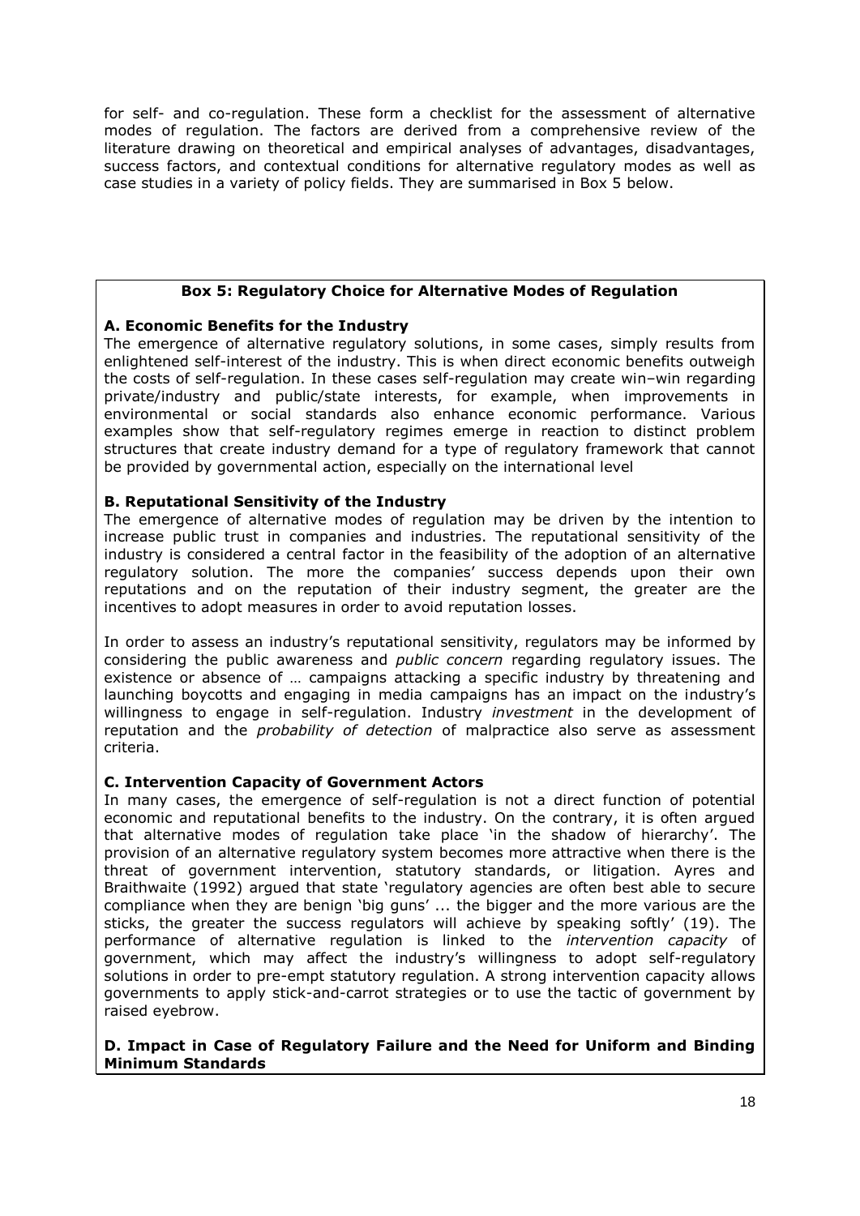for self- and co-regulation. These form a checklist for the assessment of alternative modes of regulation. The factors are derived from a comprehensive review of the literature drawing on theoretical and empirical analyses of advantages, disadvantages, success factors, and contextual conditions for alternative regulatory modes as well as case studies in a variety of policy fields. They are summarised in Box 5 below.

**Box 5: Regulatory Choice for Alternative Modes of Regulation**

**A. Economic Benefits for the Industry**

The emergence of alternative regulatory solutions, in some cases, simply results from enlightened self-interest of the industry. This is when direct economic benefits outweigh the costs of self-regulation. In these cases self-regulation may create win–win regarding private/industry and public/state interests, for example, when improvements in environmental or social standards also enhance economic performance. Various examples show that self-regulatory regimes emerge in reaction to distinct problem structures that create industry demand for a type of regulatory framework that cannot be provided by governmental action, especially on the international level

**B. Reputational Sensitivity of the Industry**

The emergence of alternative modes of regulation may be driven by the intention to increase public trust in companies and industries. The reputational sensitivity of the industry is considered a central factor in the feasibility of the adoption of an alternative regulatory solution. The more the companies' success depends upon their own reputations and on the reputation of their industry segment, the greater are the incentives to adopt measures in order to avoid reputation losses.

In order to assess an industry's reputational sensitivity, regulators may be informed by considering the public awareness and *public concern* regarding regulatory issues. The existence or absence of … campaigns attacking a specific industry by threatening and launching boycotts and engaging in media campaigns has an impact on the industry's willingness to engage in self-regulation. Industry *investment* in the development of reputation and the *probability of detection* of malpractice also serve as assessment criteria.

**C. Intervention Capacity of Government Actors**

In many cases, the emergence of self-regulation is not a direct function of potential economic and reputational benefits to the industry. On the contrary, it is often argued that alternative modes of regulation take place 'in the shadow of hierarchy'. The provision of an alternative regulatory system becomes more attractive when there is the threat of government intervention, statutory standards, or litigation. Ayres and Braithwaite (1992) argued that state 'regulatory agencies are often best able to secure compliance when they are benign 'big guns' ... the bigger and the more various are the sticks, the greater the success regulators will achieve by speaking softly' (19). The performance of alternative regulation is linked to the *intervention capacity* of government, which may affect the industry's willingness to adopt self-regulatory solutions in order to pre-empt statutory regulation. A strong intervention capacity allows governments to apply stick-and-carrot strategies or to use the tactic of government by raised eyebrow.

**D. Impact in Case of Regulatory Failure and the Need for Uniform and Binding Minimum Standards**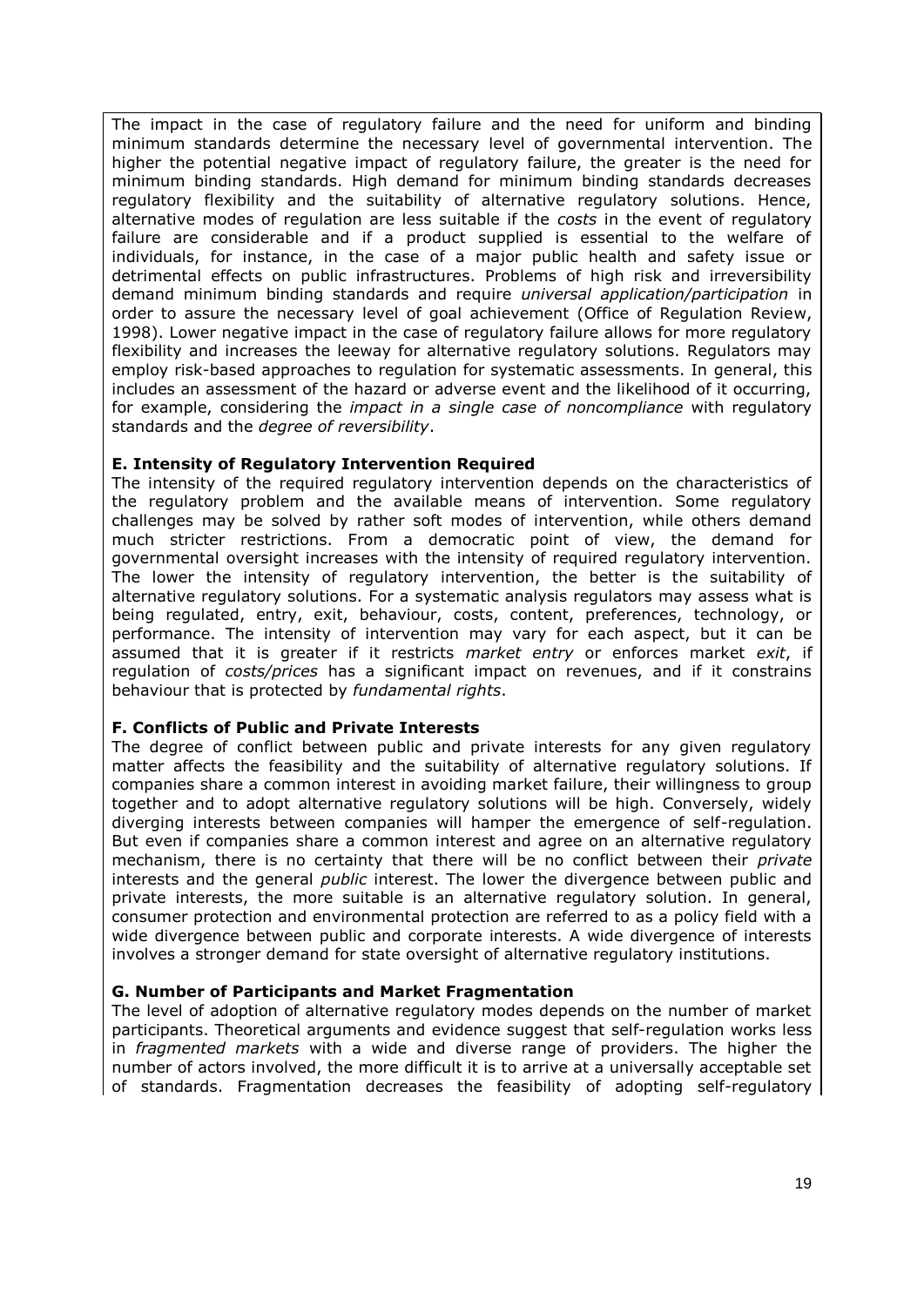The impact in the case of regulatory failure and the need for uniform and binding minimum standards determine the necessary level of governmental intervention. The higher the potential negative impact of regulatory failure, the greater is the need for minimum binding standards. High demand for minimum binding standards decreases regulatory flexibility and the suitability of alternative regulatory solutions. Hence, alternative modes of regulation are less suitable if the *costs* in the event of regulatory failure are considerable and if a product supplied is essential to the welfare of individuals, for instance, in the case of a major public health and safety issue or detrimental effects on public infrastructures. Problems of high risk and irreversibility demand minimum binding standards and require *universal application/participation* in order to assure the necessary level of goal achievement (Office of Regulation Review, 1998). Lower negative impact in the case of regulatory failure allows for more regulatory flexibility and increases the leeway for alternative regulatory solutions. Regulators may employ risk-based approaches to regulation for systematic assessments. In general, this includes an assessment of the hazard or adverse event and the likelihood of it occurring, for example, considering the *impact in a single case of noncompliance* with regulatory standards and the *degree of reversibility*.

**E. Intensity of Regulatory Intervention Required**

The intensity of the required regulatory intervention depends on the characteristics of the regulatory problem and the available means of intervention. Some regulatory challenges may be solved by rather soft modes of intervention, while others demand much stricter restrictions. From a democratic point of view, the demand for governmental oversight increases with the intensity of required regulatory intervention. The lower the intensity of regulatory intervention, the better is the suitability of alternative regulatory solutions. For a systematic analysis regulators may assess what is being regulated, entry, exit, behaviour, costs, content, preferences, technology, or performance. The intensity of intervention may vary for each aspect, but it can be assumed that it is greater if it restricts *market entry* or enforces market *exit*, if regulation of *costs/prices* has a significant impact on revenues, and if it constrains behaviour that is protected by *fundamental rights*.

**F. Conflicts of Public and Private Interests**

The degree of conflict between public and private interests for any given regulatory matter affects the feasibility and the suitability of alternative regulatory solutions. If companies share a common interest in avoiding market failure, their willingness to group together and to adopt alternative regulatory solutions will be high. Conversely, widely diverging interests between companies will hamper the emergence of self-regulation. But even if companies share a common interest and agree on an alternative regulatory mechanism, there is no certainty that there will be no conflict between their *private* interests and the general *public* interest. The lower the divergence between public and private interests, the more suitable is an alternative regulatory solution. In general, consumer protection and environmental protection are referred to as a policy field with a wide divergence between public and corporate interests. A wide divergence of interests involves a stronger demand for state oversight of alternative regulatory institutions.

**G. Number of Participants and Market Fragmentation**

The level of adoption of alternative regulatory modes depends on the number of market participants. Theoretical arguments and evidence suggest that self-regulation works less in *fragmented markets* with a wide and diverse range of providers. The higher the number of actors involved, the more difficult it is to arrive at a universally acceptable set of standards. Fragmentation decreases the feasibility of adopting self-regulatory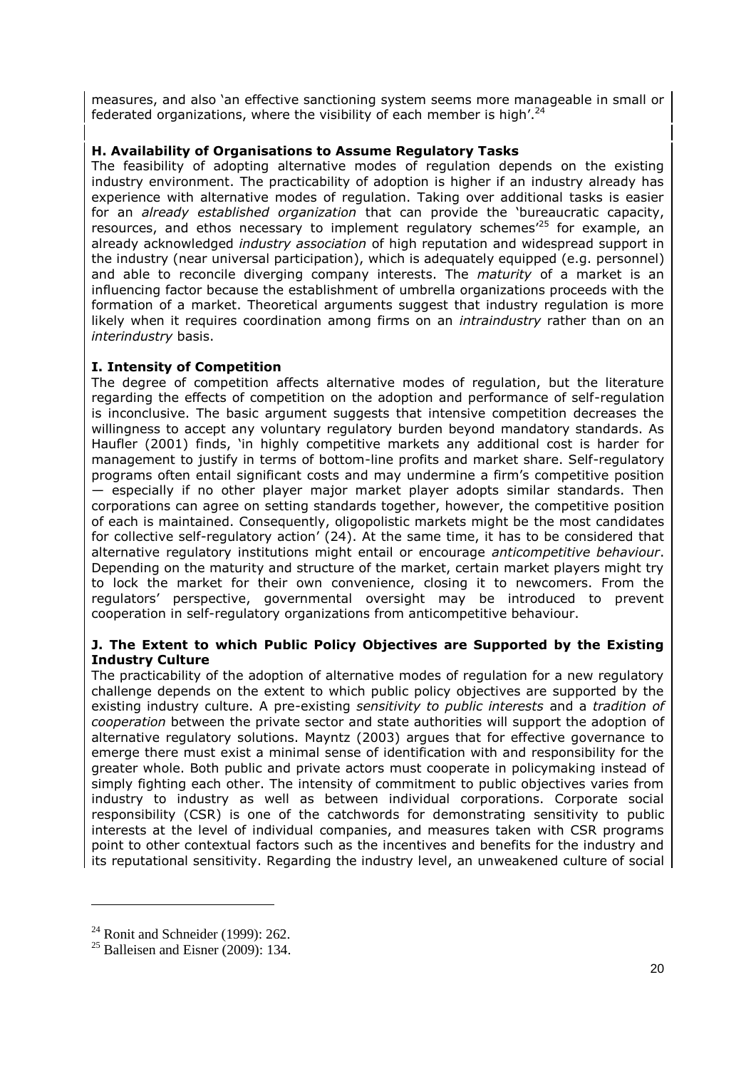measures, and also 'an effective sanctioning system seems more manageable in small or federated organizations, where the visibility of each member is high'.[24]

### H. Availability of Organisations to Assume Regulatory Tasks

The feasibility of adopting alternative modes of regulation depends on the existing industry environment. The practicability of adoption is higher if an industry already has experience with alternative modes of regulation. Taking over additional tasks is easier for an *already established organization* that can provide the 'bureaucratic capacity, resources, and ethos necessary to implement regulatory schemes'[25] for example, an already acknowledged *industry association* of high reputation and widespread support in the industry (near universal participation), which is adequately equipped (e.g. personnel) and able to reconcile diverging company interests. The *maturity* of a market is an influencing factor because the establishment of umbrella organizations proceeds with the formation of a market. Theoretical arguments suggest that industry regulation is more likely when it requires coordination among firms on an *intraindustry* rather than on an *interindustry* basis.

### I. Intensity of Competition

The degree of competition affects alternative modes of regulation, but the literature regarding the effects of competition on the adoption and performance of self-regulation is inconclusive. The basic argument suggests that intensive competition decreases the willingness to accept any voluntary regulatory burden beyond mandatory standards. As Haufler (2001) finds, 'in highly competitive markets any additional cost is harder for management to justify in terms of bottom-line profits and market share. Self-regulatory programs often entail significant costs and may undermine a firm's competitive position — especially if no other player major market player adopts similar standards. Then corporations can agree on setting standards together, however, the competitive position of each is maintained. Consequently, oligopolistic markets might be the most candidates for collective self-regulatory action' (24). At the same time, it has to be considered that alternative regulatory institutions might entail or encourage *anticompetitive behaviour*. Depending on the maturity and structure of the market, certain market players might try to lock the market for their own convenience, closing it to newcomers. From the regulators' perspective, governmental oversight may be introduced to prevent cooperation in self-regulatory organizations from anticompetitive behaviour.

### J. The Extent to which Public Policy Objectives are Supported by the Existing Industry Culture

The practicability of the adoption of alternative modes of regulation for a new regulatory challenge depends on the extent to which public policy objectives are supported by the existing industry culture. A pre-existing *sensitivity to public interests* and a *tradition of cooperation* between the private sector and state authorities will support the adoption of alternative regulatory solutions. Mayntz (2003) argues that for effective governance to emerge there must exist a minimal sense of identification with and responsibility for the greater whole. Both public and private actors must cooperate in policymaking instead of simply fighting each other. The intensity of commitment to public objectives varies from industry to industry as well as between individual corporations. Corporate social responsibility (CSR) is one of the catchwords for demonstrating sensitivity to public interests at the level of individual companies, and measures taken with CSR programs point to other contextual factors such as the incentives and benefits for the industry and its reputational sensitivity. Regarding the industry level, an unweakened culture of social

---

[24] Ronit and Schneider (1999): 262.

[25] Balleisen and Eisner (2009): 134.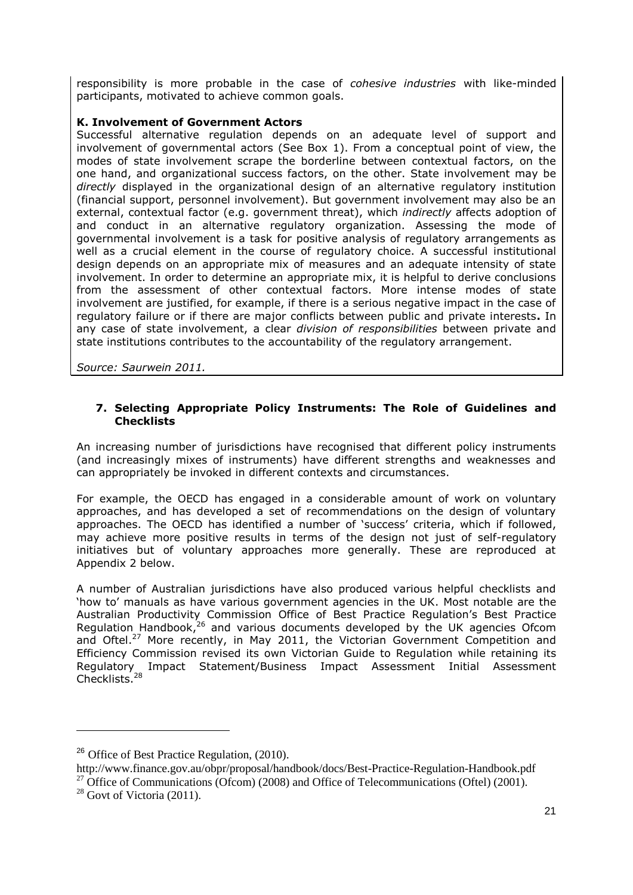responsibility is more probable in the case of *cohesive industries* with like-minded participants, motivated to achieve common goals.

**K. Involvement of Government Actors**

Successful alternative regulation depends on an adequate level of support and involvement of governmental actors (See Box 1). From a conceptual point of view, the modes of state involvement scrape the borderline between contextual factors, on the one hand, and organizational success factors, on the other. State involvement may be *directly* displayed in the organizational design of an alternative regulatory institution (financial support, personnel involvement). But government involvement may also be an external, contextual factor (e.g. government threat), which *indirectly* affects adoption of and conduct in an alternative regulatory organization. Assessing the mode of governmental involvement is a task for positive analysis of regulatory arrangements as well as a crucial element in the course of regulatory choice. A successful institutional design depends on an appropriate mix of measures and an adequate intensity of state involvement. In order to determine an appropriate mix, it is helpful to derive conclusions from the assessment of other contextual factors. More intense modes of state involvement are justified, for example, if there is a serious negative impact in the case of regulatory failure or if there are major conflicts between public and private interests**.** In any case of state involvement, a clear *division of responsibilities* between private and state institutions contributes to the accountability of the regulatory arrangement.

*Source: Saurwein 2011.*

## 7. Selecting Appropriate Policy Instruments: The Role of Guidelines and Checklists

An increasing number of jurisdictions have recognised that different policy instruments (and increasingly mixes of instruments) have different strengths and weaknesses and can appropriately be invoked in different contexts and circumstances.

For example, the OECD has engaged in a considerable amount of work on voluntary approaches, and has developed a set of recommendations on the design of voluntary approaches. The OECD has identified a number of 'success' criteria, which if followed, may achieve more positive results in terms of the design not just of self-regulatory initiatives but of voluntary approaches more generally. These are reproduced at Appendix 2 below.

A number of Australian jurisdictions have also produced various helpful checklists and 'how to' manuals as have various government agencies in the UK. Most notable are the Australian Productivity Commission Office of Best Practice Regulation's Best Practice Regulation Handbook,[26] and various documents developed by the UK agencies Ofcom and Oftel.[27] More recently, in May 2011, the Victorian Government Competition and Efficiency Commission revised its own Victorian Guide to Regulation while retaining its Regulatory Impact Statement/Business Impact Assessment Initial Assessment Checklists.[28]

---

[26] Office of Best Practice Regulation, (2010).
http://www.finance.gov.au/obpr/proposal/handbook/docs/Best-Practice-Regulation-Handbook.pdf

[27] Office of Communications (Ofcom) (2008) and Office of Telecommunications (Oftel) (2001).

[28] Govt of Victoria (2011).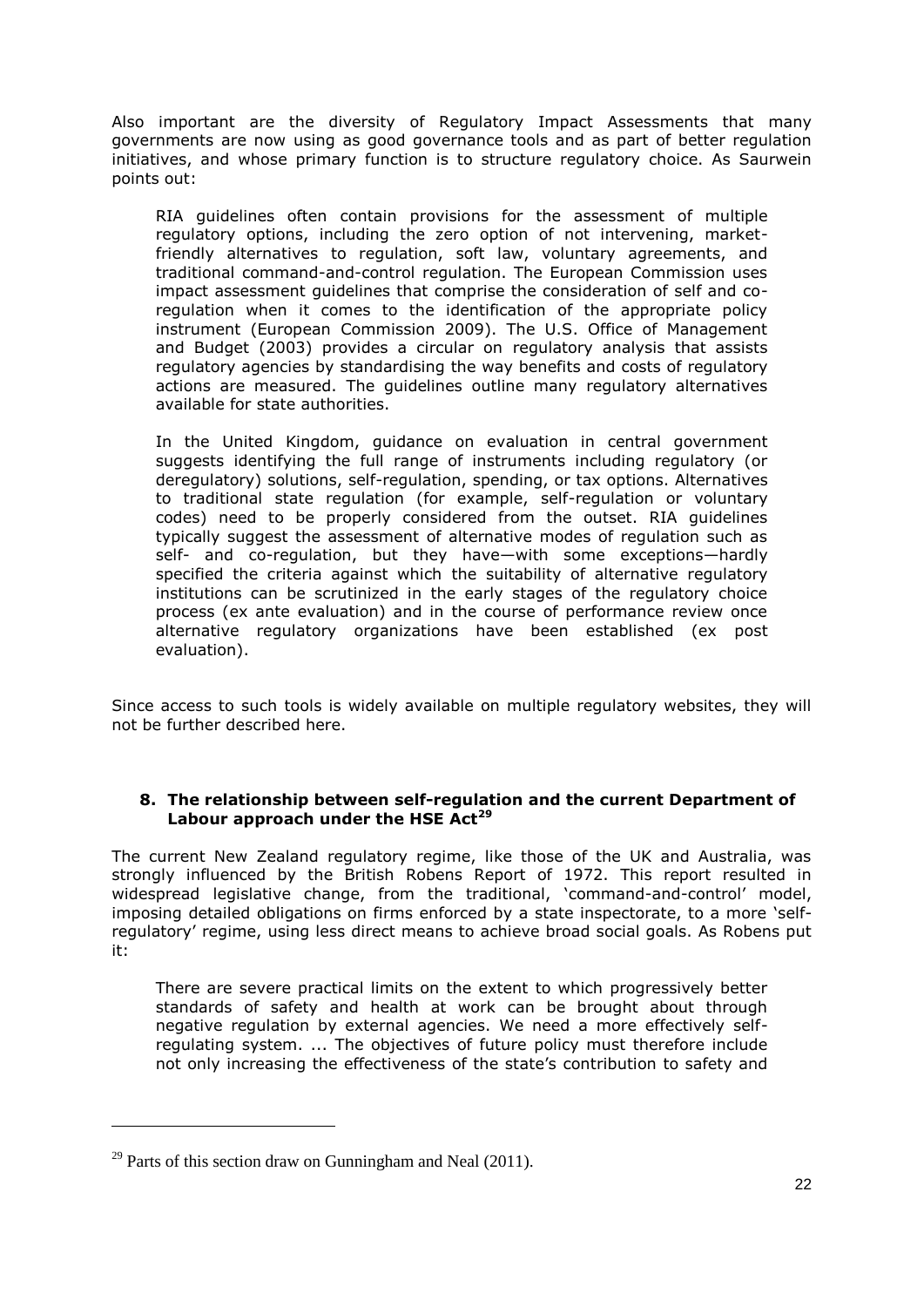Also important are the diversity of Regulatory Impact Assessments that many governments are now using as good governance tools and as part of better regulation initiatives, and whose primary function is to structure regulatory choice. As Saurwein points out:

> RIA guidelines often contain provisions for the assessment of multiple regulatory options, including the zero option of not intervening, market-friendly alternatives to regulation, soft law, voluntary agreements, and traditional command-and-control regulation. The European Commission uses impact assessment guidelines that comprise the consideration of self and co-regulation when it comes to the identification of the appropriate policy instrument (European Commission 2009). The U.S. Office of Management and Budget (2003) provides a circular on regulatory analysis that assists regulatory agencies by standardising the way benefits and costs of regulatory actions are measured. The guidelines outline many regulatory alternatives available for state authorities.
>
> In the United Kingdom, guidance on evaluation in central government suggests identifying the full range of instruments including regulatory (or deregulatory) solutions, self-regulation, spending, or tax options. Alternatives to traditional state regulation (for example, self-regulation or voluntary codes) need to be properly considered from the outset. RIA guidelines typically suggest the assessment of alternative modes of regulation such as self- and co-regulation, but they have—with some exceptions—hardly specified the criteria against which the suitability of alternative regulatory institutions can be scrutinized in the early stages of the regulatory choice process (ex ante evaluation) and in the course of performance review once alternative regulatory organizations have been established (ex post evaluation).

Since access to such tools is widely available on multiple regulatory websites, they will not be further described here.

## 8. The relationship between self-regulation and the current Department of Labour approach under the HSE Act[29]

The current New Zealand regulatory regime, like those of the UK and Australia, was strongly influenced by the British Robens Report of 1972. This report resulted in widespread legislative change, from the traditional, 'command-and-control' model, imposing detailed obligations on firms enforced by a state inspectorate, to a more 'self-regulatory' regime, using less direct means to achieve broad social goals. As Robens put it:

> There are severe practical limits on the extent to which progressively better standards of safety and health at work can be brought about through negative regulation by external agencies. We need a more effectively self-regulating system. ... The objectives of future policy must therefore include not only increasing the effectiveness of the state's contribution to safety and

[29] Parts of this section draw on Gunningham and Neal (2011).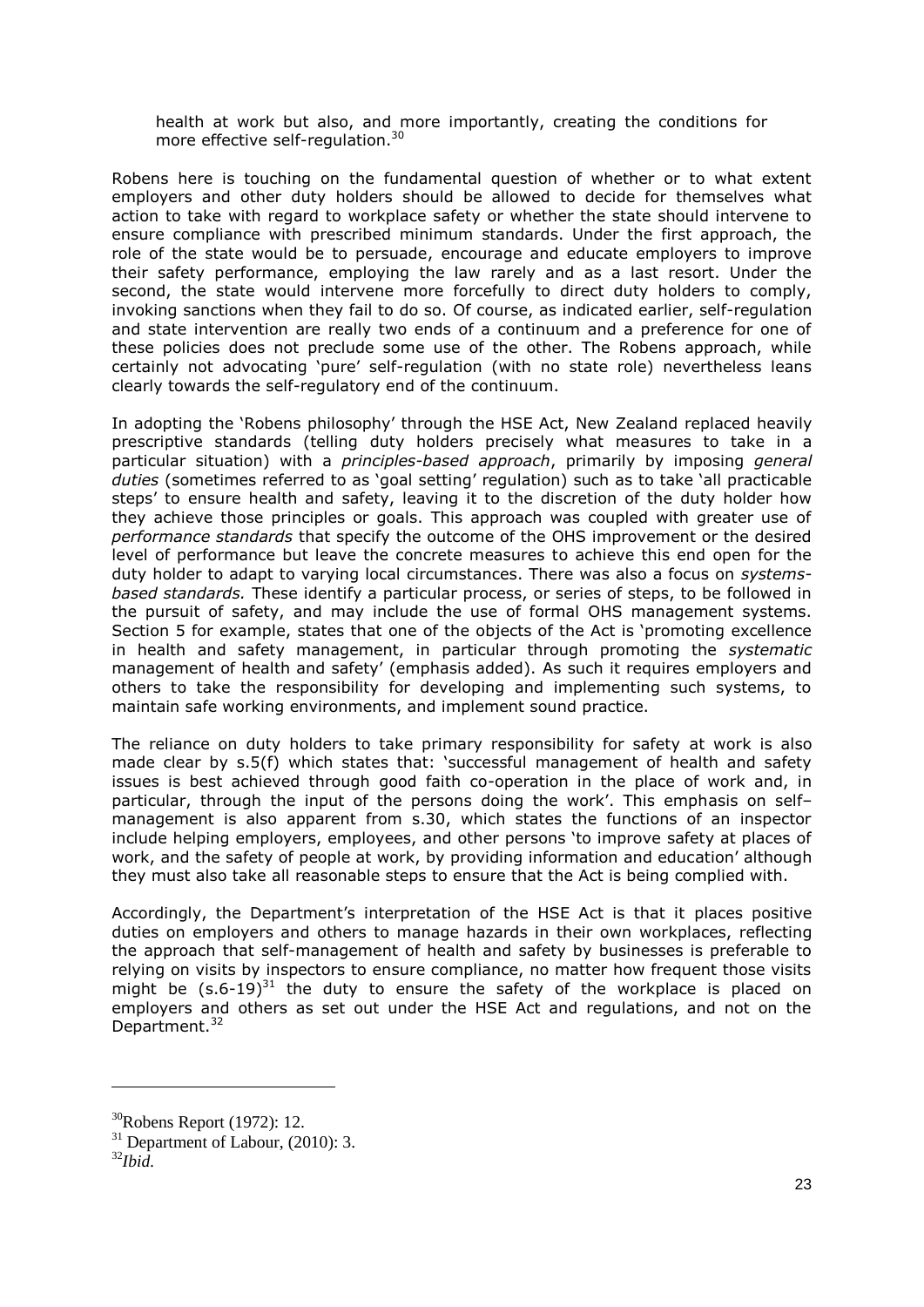health at work but also, and more importantly, creating the conditions for more effective self-regulation.[30]

Robens here is touching on the fundamental question of whether or to what extent employers and other duty holders should be allowed to decide for themselves what action to take with regard to workplace safety or whether the state should intervene to ensure compliance with prescribed minimum standards. Under the first approach, the role of the state would be to persuade, encourage and educate employers to improve their safety performance, employing the law rarely and as a last resort. Under the second, the state would intervene more forcefully to direct duty holders to comply, invoking sanctions when they fail to do so. Of course, as indicated earlier, self-regulation and state intervention are really two ends of a continuum and a preference for one of these policies does not preclude some use of the other. The Robens approach, while certainly not advocating 'pure' self-regulation (with no state role) nevertheless leans clearly towards the self-regulatory end of the continuum.

In adopting the 'Robens philosophy' through the HSE Act, New Zealand replaced heavily prescriptive standards (telling duty holders precisely what measures to take in a particular situation) with a *principles-based approach*, primarily by imposing *general duties* (sometimes referred to as 'goal setting' regulation) such as to take 'all practicable steps' to ensure health and safety, leaving it to the discretion of the duty holder how they achieve those principles or goals. This approach was coupled with greater use of *performance standards* that specify the outcome of the OHS improvement or the desired level of performance but leave the concrete measures to achieve this end open for the duty holder to adapt to varying local circumstances. There was also a focus on *systems-based standards.* These identify a particular process, or series of steps, to be followed in the pursuit of safety, and may include the use of formal OHS management systems. Section 5 for example, states that one of the objects of the Act is 'promoting excellence in health and safety management, in particular through promoting the *systematic* management of health and safety' (emphasis added). As such it requires employers and others to take the responsibility for developing and implementing such systems, to maintain safe working environments, and implement sound practice.

The reliance on duty holders to take primary responsibility for safety at work is also made clear by s.5(f) which states that: 'successful management of health and safety issues is best achieved through good faith co-operation in the place of work and, in particular, through the input of the persons doing the work'. This emphasis on self–management is also apparent from s.30, which states the functions of an inspector include helping employers, employees, and other persons 'to improve safety at places of work, and the safety of people at work, by providing information and education' although they must also take all reasonable steps to ensure that the Act is being complied with.

Accordingly, the Department's interpretation of the HSE Act is that it places positive duties on employers and others to manage hazards in their own workplaces, reflecting the approach that self-management of health and safety by businesses is preferable to relying on visits by inspectors to ensure compliance, no matter how frequent those visits might be (s.6-19)[31] the duty to ensure the safety of the workplace is placed on employers and others as set out under the HSE Act and regulations, and not on the Department.[32]

---

[30] Robens Report (1972): 12.

[31] Department of Labour, (2010): 3.

[32] *Ibid.*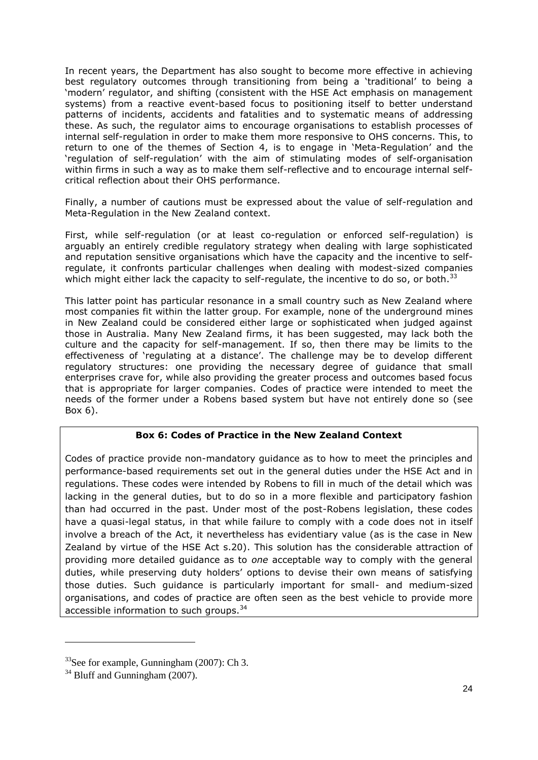In recent years, the Department has also sought to become more effective in achieving best regulatory outcomes through transitioning from being a 'traditional' to being a 'modern' regulator, and shifting (consistent with the HSE Act emphasis on management systems) from a reactive event-based focus to positioning itself to better understand patterns of incidents, accidents and fatalities and to systematic means of addressing these. As such, the regulator aims to encourage organisations to establish processes of internal self-regulation in order to make them more responsive to OHS concerns. This, to return to one of the themes of Section 4, is to engage in 'Meta-Regulation' and the 'regulation of self-regulation' with the aim of stimulating modes of self-organisation within firms in such a way as to make them self-reflective and to encourage internal self-critical reflection about their OHS performance.

Finally, a number of cautions must be expressed about the value of self-regulation and Meta-Regulation in the New Zealand context.

First, while self-regulation (or at least co-regulation or enforced self-regulation) is arguably an entirely credible regulatory strategy when dealing with large sophisticated and reputation sensitive organisations which have the capacity and the incentive to self-regulate, it confronts particular challenges when dealing with modest-sized companies which might either lack the capacity to self-regulate, the incentive to do so, or both.[33]

This latter point has particular resonance in a small country such as New Zealand where most companies fit within the latter group. For example, none of the underground mines in New Zealand could be considered either large or sophisticated when judged against those in Australia. Many New Zealand firms, it has been suggested, may lack both the culture and the capacity for self-management. If so, then there may be limits to the effectiveness of 'regulating at a distance'. The challenge may be to develop different regulatory structures: one providing the necessary degree of guidance that small enterprises crave for, while also providing the greater process and outcomes based focus that is appropriate for larger companies. Codes of practice were intended to meet the needs of the former under a Robens based system but have not entirely done so (see Box 6).

**Box 6: Codes of Practice in the New Zealand Context**

Codes of practice provide non-mandatory guidance as to how to meet the principles and performance-based requirements set out in the general duties under the HSE Act and in regulations. These codes were intended by Robens to fill in much of the detail which was lacking in the general duties, but to do so in a more flexible and participatory fashion than had occurred in the past. Under most of the post-Robens legislation, these codes have a quasi-legal status, in that while failure to comply with a code does not in itself involve a breach of the Act, it nevertheless has evidentiary value (as is the case in New Zealand by virtue of the HSE Act s.20). This solution has the considerable attraction of providing more detailed guidance as to *one* acceptable way to comply with the general duties, while preserving duty holders' options to devise their own means of satisfying those duties. Such guidance is particularly important for small- and medium-sized organisations, and codes of practice are often seen as the best vehicle to provide more accessible information to such groups.[34]

---

[33] See for example, Gunningham (2007): Ch 3.

[34] Bluff and Gunningham (2007).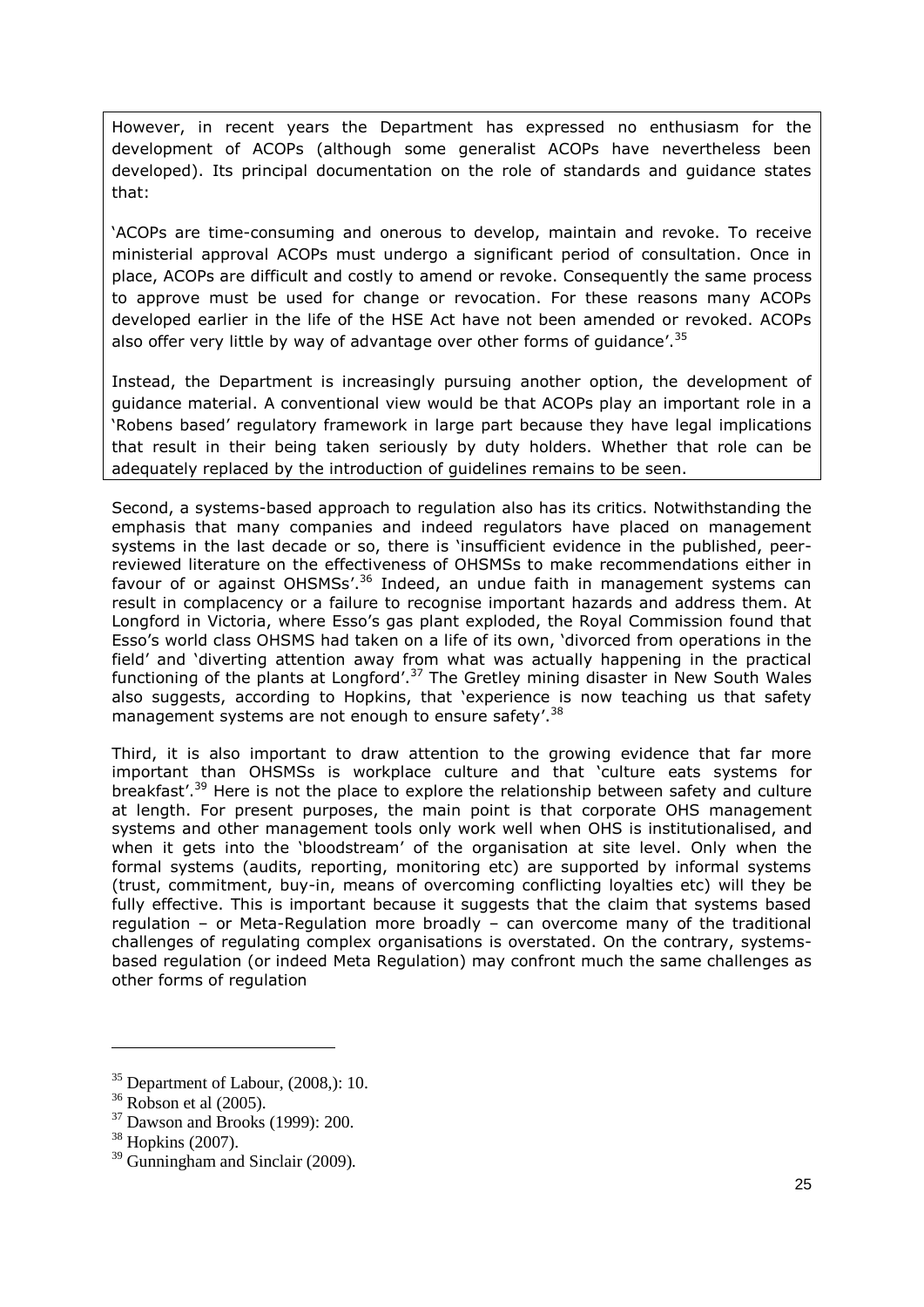However, in recent years the Department has expressed no enthusiasm for the development of ACOPs (although some generalist ACOPs have nevertheless been developed). Its principal documentation on the role of standards and guidance states that:

'ACOPs are time-consuming and onerous to develop, maintain and revoke. To receive ministerial approval ACOPs must undergo a significant period of consultation. Once in place, ACOPs are difficult and costly to amend or revoke. Consequently the same process to approve must be used for change or revocation. For these reasons many ACOPs developed earlier in the life of the HSE Act have not been amended or revoked. ACOPs also offer very little by way of advantage over other forms of guidance'.[35]

Instead, the Department is increasingly pursuing another option, the development of guidance material. A conventional view would be that ACOPs play an important role in a 'Robens based' regulatory framework in large part because they have legal implications that result in their being taken seriously by duty holders. Whether that role can be adequately replaced by the introduction of guidelines remains to be seen.

Second, a systems-based approach to regulation also has its critics. Notwithstanding the emphasis that many companies and indeed regulators have placed on management systems in the last decade or so, there is 'insufficient evidence in the published, peer-reviewed literature on the effectiveness of OHSMSs to make recommendations either in favour of or against OHSMSs'.[36] Indeed, an undue faith in management systems can result in complacency or a failure to recognise important hazards and address them. At Longford in Victoria, where Esso's gas plant exploded, the Royal Commission found that Esso's world class OHSMS had taken on a life of its own, 'divorced from operations in the field' and 'diverting attention away from what was actually happening in the practical functioning of the plants at Longford'.[37] The Gretley mining disaster in New South Wales also suggests, according to Hopkins, that 'experience is now teaching us that safety management systems are not enough to ensure safety'.[38]

Third, it is also important to draw attention to the growing evidence that far more important than OHSMSs is workplace culture and that 'culture eats systems for breakfast'.[39] Here is not the place to explore the relationship between safety and culture at length. For present purposes, the main point is that corporate OHS management systems and other management tools only work well when OHS is institutionalised, and when it gets into the 'bloodstream' of the organisation at site level. Only when the formal systems (audits, reporting, monitoring etc) are supported by informal systems (trust, commitment, buy-in, means of overcoming conflicting loyalties etc) will they be fully effective. This is important because it suggests that the claim that systems based regulation – or Meta-Regulation more broadly – can overcome many of the traditional challenges of regulating complex organisations is overstated. On the contrary, systems-based regulation (or indeed Meta Regulation) may confront much the same challenges as other forms of regulation

---

[35] Department of Labour, (2008,): 10.

[36] Robson et al (2005).

[37] Dawson and Brooks (1999): 200.

[38] Hopkins (2007).

[39] Gunningham and Sinclair (2009).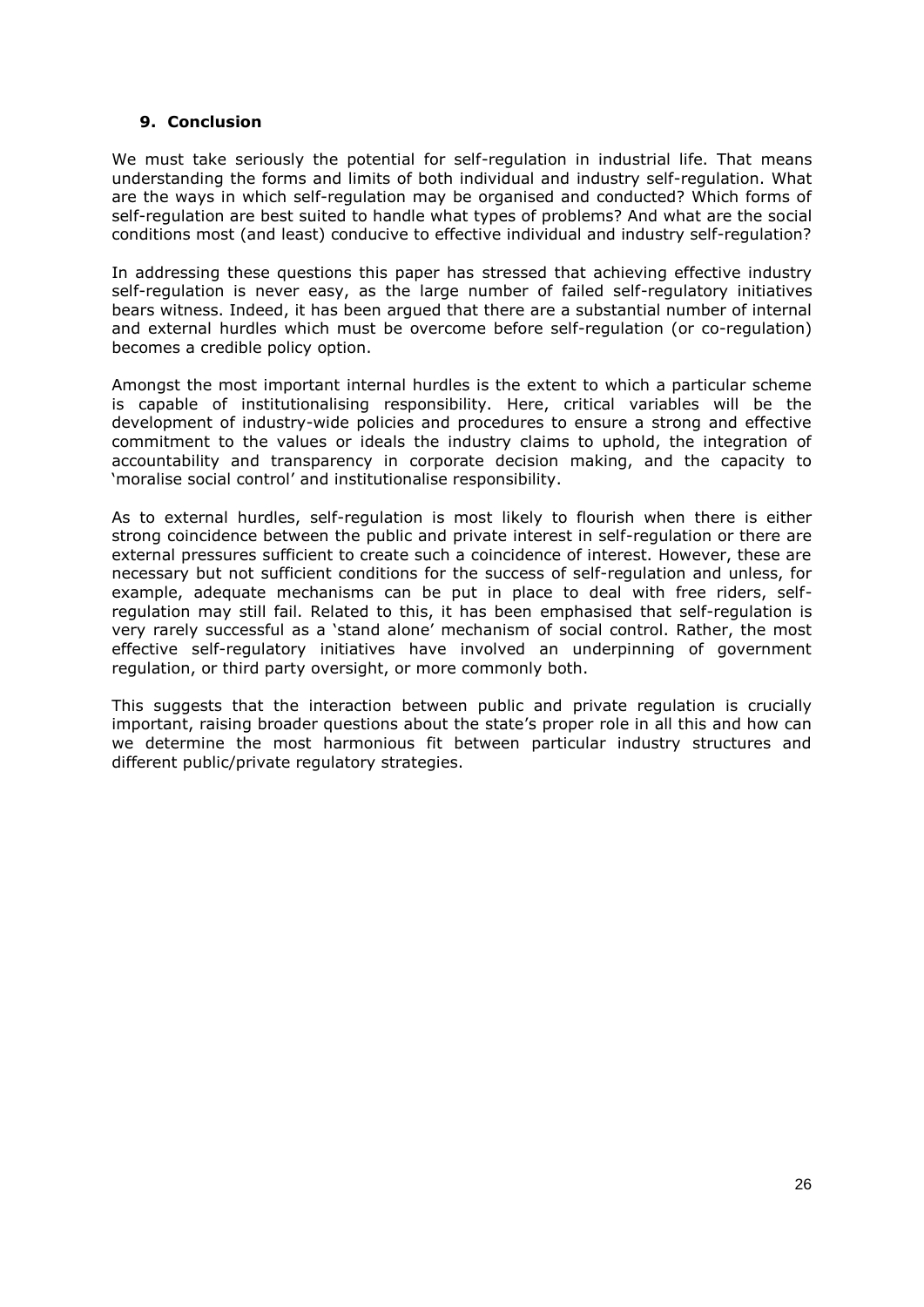## 9. Conclusion

We must take seriously the potential for self-regulation in industrial life. That means understanding the forms and limits of both individual and industry self-regulation. What are the ways in which self-regulation may be organised and conducted? Which forms of self-regulation are best suited to handle what types of problems? And what are the social conditions most (and least) conducive to effective individual and industry self-regulation?

In addressing these questions this paper has stressed that achieving effective industry self-regulation is never easy, as the large number of failed self-regulatory initiatives bears witness. Indeed, it has been argued that there are a substantial number of internal and external hurdles which must be overcome before self-regulation (or co-regulation) becomes a credible policy option.

Amongst the most important internal hurdles is the extent to which a particular scheme is capable of institutionalising responsibility. Here, critical variables will be the development of industry-wide policies and procedures to ensure a strong and effective commitment to the values or ideals the industry claims to uphold, the integration of accountability and transparency in corporate decision making, and the capacity to 'moralise social control' and institutionalise responsibility.

As to external hurdles, self-regulation is most likely to flourish when there is either strong coincidence between the public and private interest in self-regulation or there are external pressures sufficient to create such a coincidence of interest. However, these are necessary but not sufficient conditions for the success of self-regulation and unless, for example, adequate mechanisms can be put in place to deal with free riders, self-regulation may still fail. Related to this, it has been emphasised that self-regulation is very rarely successful as a 'stand alone' mechanism of social control. Rather, the most effective self-regulatory initiatives have involved an underpinning of government regulation, or third party oversight, or more commonly both.

This suggests that the interaction between public and private regulation is crucially important, raising broader questions about the state's proper role in all this and how can we determine the most harmonious fit between particular industry structures and different public/private regulatory strategies.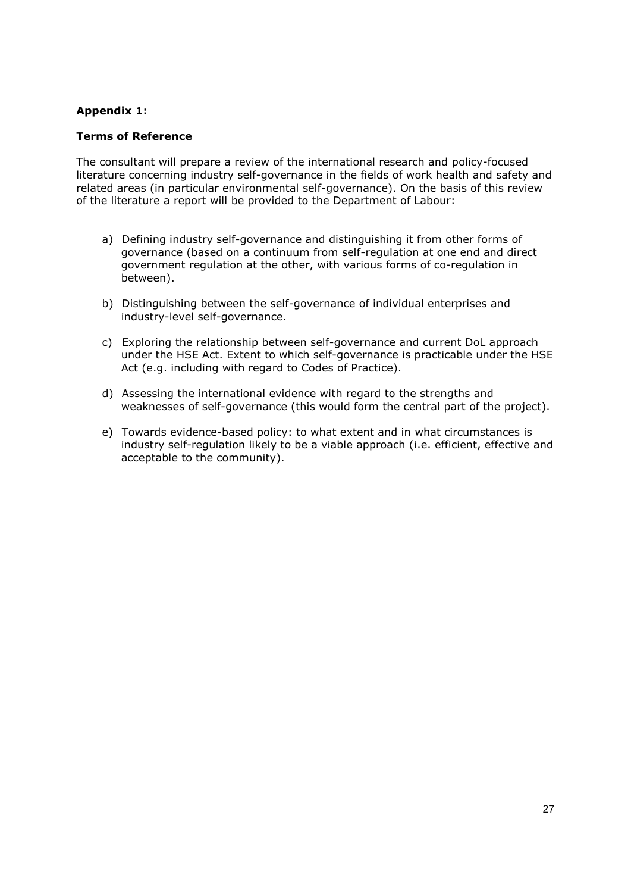**Appendix 1:**

**Terms of Reference**

The consultant will prepare a review of the international research and policy-focused literature concerning industry self-governance in the fields of work health and safety and related areas (in particular environmental self-governance). On the basis of this review of the literature a report will be provided to the Department of Labour:

a) Defining industry self-governance and distinguishing it from other forms of governance (based on a continuum from self-regulation at one end and direct government regulation at the other, with various forms of co-regulation in between).

b) Distinguishing between the self-governance of individual enterprises and industry-level self-governance.

c) Exploring the relationship between self-governance and current DoL approach under the HSE Act. Extent to which self-governance is practicable under the HSE Act (e.g. including with regard to Codes of Practice).

d) Assessing the international evidence with regard to the strengths and weaknesses of self-governance (this would form the central part of the project).

e) Towards evidence-based policy: to what extent and in what circumstances is industry self-regulation likely to be a viable approach (i.e. efficient, effective and acceptable to the community).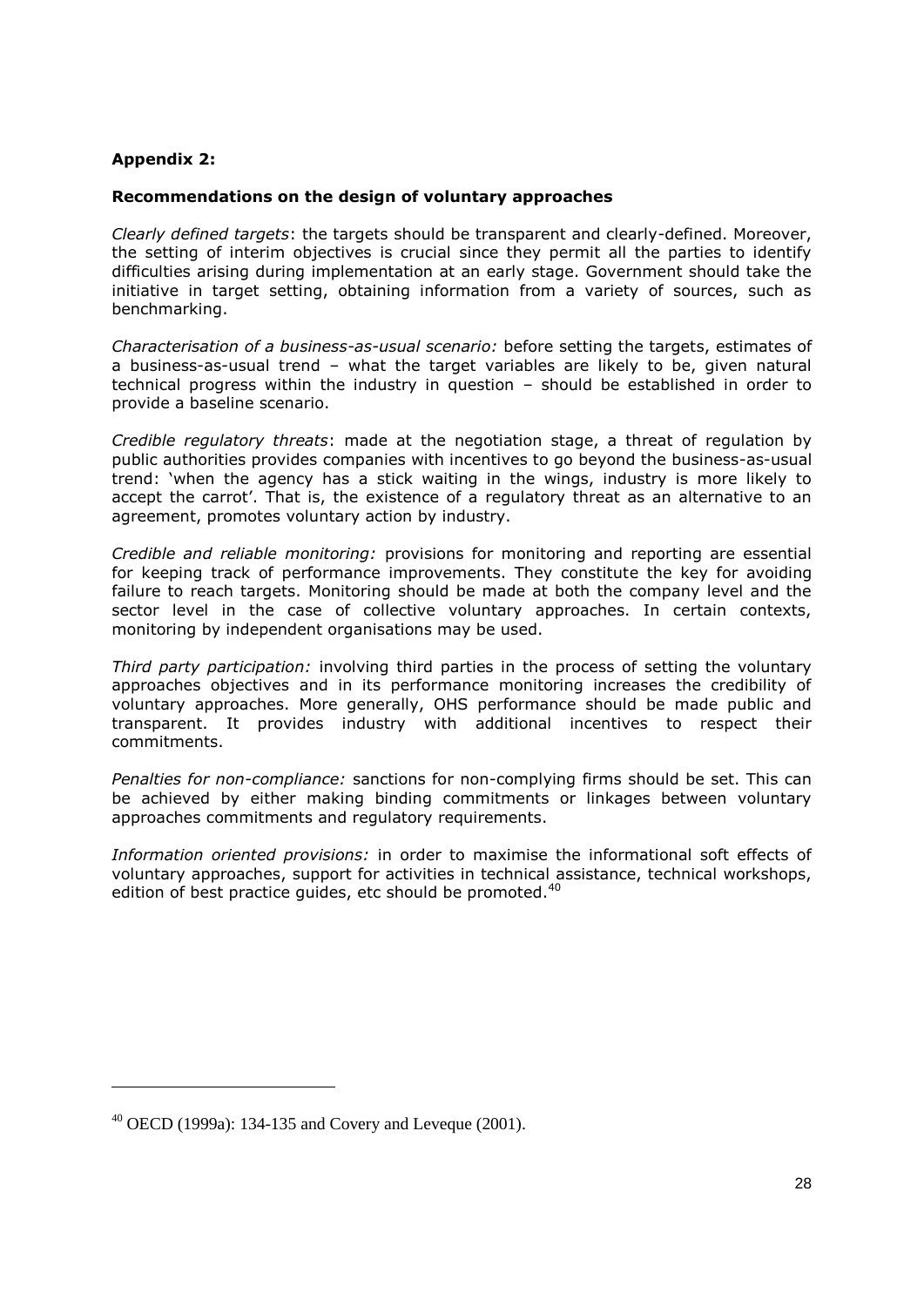**Appendix 2:**

**Recommendations on the design of voluntary approaches**

*Clearly defined targets*: the targets should be transparent and clearly-defined. Moreover, the setting of interim objectives is crucial since they permit all the parties to identify difficulties arising during implementation at an early stage. Government should take the initiative in target setting, obtaining information from a variety of sources, such as benchmarking.

*Characterisation of a business-as-usual scenario:* before setting the targets, estimates of a business-as-usual trend – what the target variables are likely to be, given natural technical progress within the industry in question – should be established in order to provide a baseline scenario.

*Credible regulatory threats*: made at the negotiation stage, a threat of regulation by public authorities provides companies with incentives to go beyond the business-as-usual trend: 'when the agency has a stick waiting in the wings, industry is more likely to accept the carrot'. That is, the existence of a regulatory threat as an alternative to an agreement, promotes voluntary action by industry.

*Credible and reliable monitoring:* provisions for monitoring and reporting are essential for keeping track of performance improvements. They constitute the key for avoiding failure to reach targets. Monitoring should be made at both the company level and the sector level in the case of collective voluntary approaches. In certain contexts, monitoring by independent organisations may be used.

*Third party participation:* involving third parties in the process of setting the voluntary approaches objectives and in its performance monitoring increases the credibility of voluntary approaches. More generally, OHS performance should be made public and transparent. It provides industry with additional incentives to respect their commitments.

*Penalties for non-compliance:* sanctions for non-complying firms should be set. This can be achieved by either making binding commitments or linkages between voluntary approaches commitments and regulatory requirements.

*Information oriented provisions:* in order to maximise the informational soft effects of voluntary approaches, support for activities in technical assistance, technical workshops, edition of best practice guides, etc should be promoted.[40]

[40] OECD (1999a): 134-135 and Covery and Leveque (2001).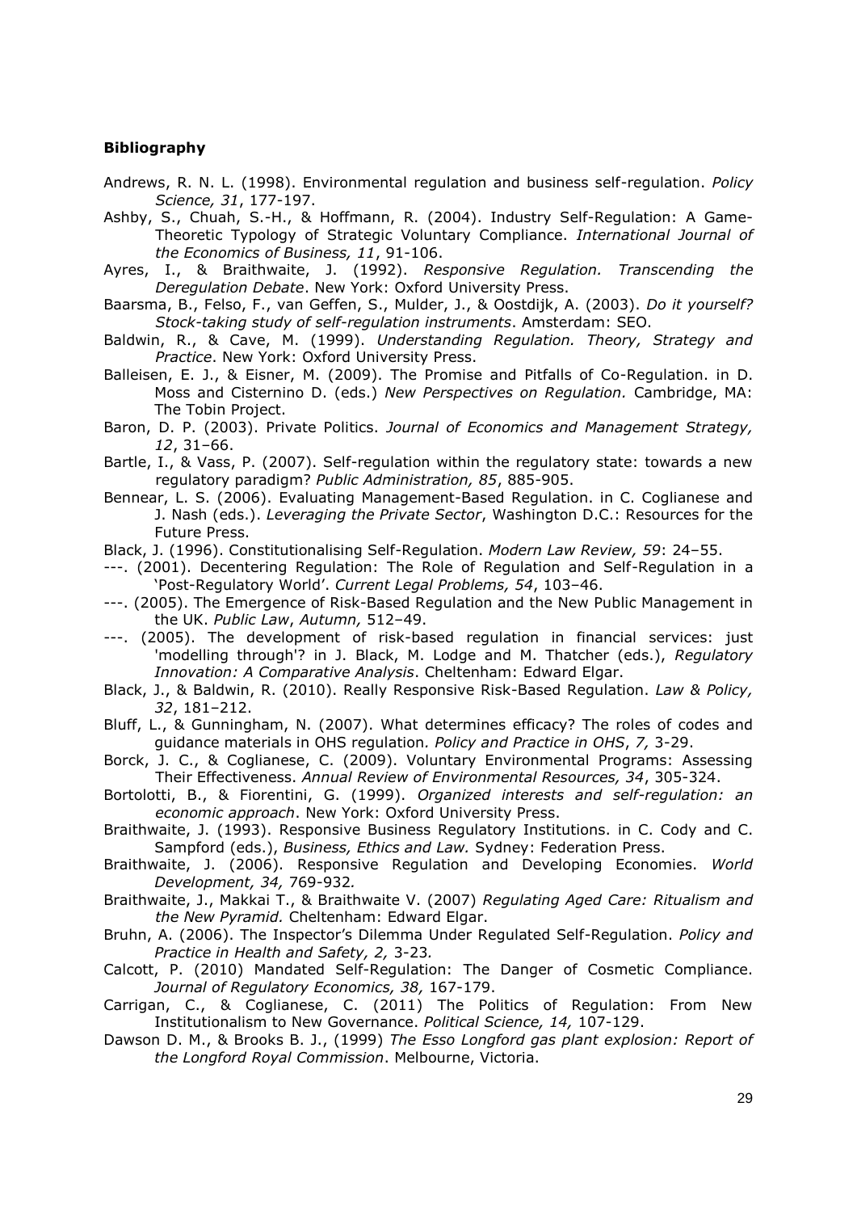**Bibliography**

Andrews, R. N. L. (1998). Environmental regulation and business self-regulation. *Policy Science, 31*, 177-197.

Ashby, S., Chuah, S.-H., & Hoffmann, R. (2004). Industry Self-Regulation: A Game-Theoretic Typology of Strategic Voluntary Compliance. *International Journal of the Economics of Business, 11*, 91-106.

Ayres, I., & Braithwaite, J. (1992). *Responsive Regulation. Transcending the Deregulation Debate*. New York: Oxford University Press.

Baarsma, B., Felso, F., van Geffen, S., Mulder, J., & Oostdijk, A. (2003). *Do it yourself? Stock-taking study of self-regulation instruments*. Amsterdam: SEO.

Baldwin, R., & Cave, M. (1999). *Understanding Regulation. Theory, Strategy and Practice*. New York: Oxford University Press.

Balleisen, E. J., & Eisner, M. (2009). The Promise and Pitfalls of Co-Regulation. in D. Moss and Cisternino D. (eds.) *New Perspectives on Regulation.* Cambridge, MA: The Tobin Project.

Baron, D. P. (2003). Private Politics. *Journal of Economics and Management Strategy, 12*, 31–66.

Bartle, I., & Vass, P. (2007). Self-regulation within the regulatory state: towards a new regulatory paradigm? *Public Administration, 85*, 885-905.

Bennear, L. S. (2006). Evaluating Management-Based Regulation. in C. Coglianese and J. Nash (eds.). *Leveraging the Private Sector*, Washington D.C.: Resources for the Future Press.

Black, J. (1996). Constitutionalising Self-Regulation. *Modern Law Review, 59*: 24–55.

---. (2001). Decentering Regulation: The Role of Regulation and Self-Regulation in a 'Post-Regulatory World'. *Current Legal Problems, 54*, 103–46.

---. (2005). The Emergence of Risk-Based Regulation and the New Public Management in the UK. *Public Law*, *Autumn,* 512–49.

---. (2005). The development of risk-based regulation in financial services: just 'modelling through'? in J. Black, M. Lodge and M. Thatcher (eds.), *Regulatory Innovation: A Comparative Analysis*. Cheltenham: Edward Elgar.

Black, J., & Baldwin, R. (2010). Really Responsive Risk-Based Regulation. *Law & Policy, 32*, 181–212.

Bluff, L., & Gunningham, N. (2007). What determines efficacy? The roles of codes and guidance materials in OHS regulation*. Policy and Practice in OHS*, *7,* 3-29.

Borck, J. C., & Coglianese, C. (2009). Voluntary Environmental Programs: Assessing Their Effectiveness. *Annual Review of Environmental Resources, 34*, 305-324.

Bortolotti, B., & Fiorentini, G. (1999). *Organized interests and self-regulation: an economic approach*. New York: Oxford University Press.

Braithwaite, J. (1993). Responsive Business Regulatory Institutions. in C. Cody and C. Sampford (eds.), *Business, Ethics and Law.* Sydney: Federation Press.

Braithwaite, J. (2006). Responsive Regulation and Developing Economies. *World Development, 34,* 769-932*.*

Braithwaite, J., Makkai T., & Braithwaite V. (2007) *Regulating Aged Care: Ritualism and the New Pyramid.* Cheltenham: Edward Elgar.

Bruhn, A. (2006). The Inspector's Dilemma Under Regulated Self-Regulation. *Policy and Practice in Health and Safety, 2,* 3-23*.*

Calcott, P. (2010) Mandated Self-Regulation: The Danger of Cosmetic Compliance. *Journal of Regulatory Economics, 38,* 167-179.

Carrigan, C., & Coglianese, C. (2011) The Politics of Regulation: From New Institutionalism to New Governance. *Political Science, 14,* 107-129.

Dawson D. M., & Brooks B. J., (1999) *The Esso Longford gas plant explosion: Report of the Longford Royal Commission*. Melbourne, Victoria.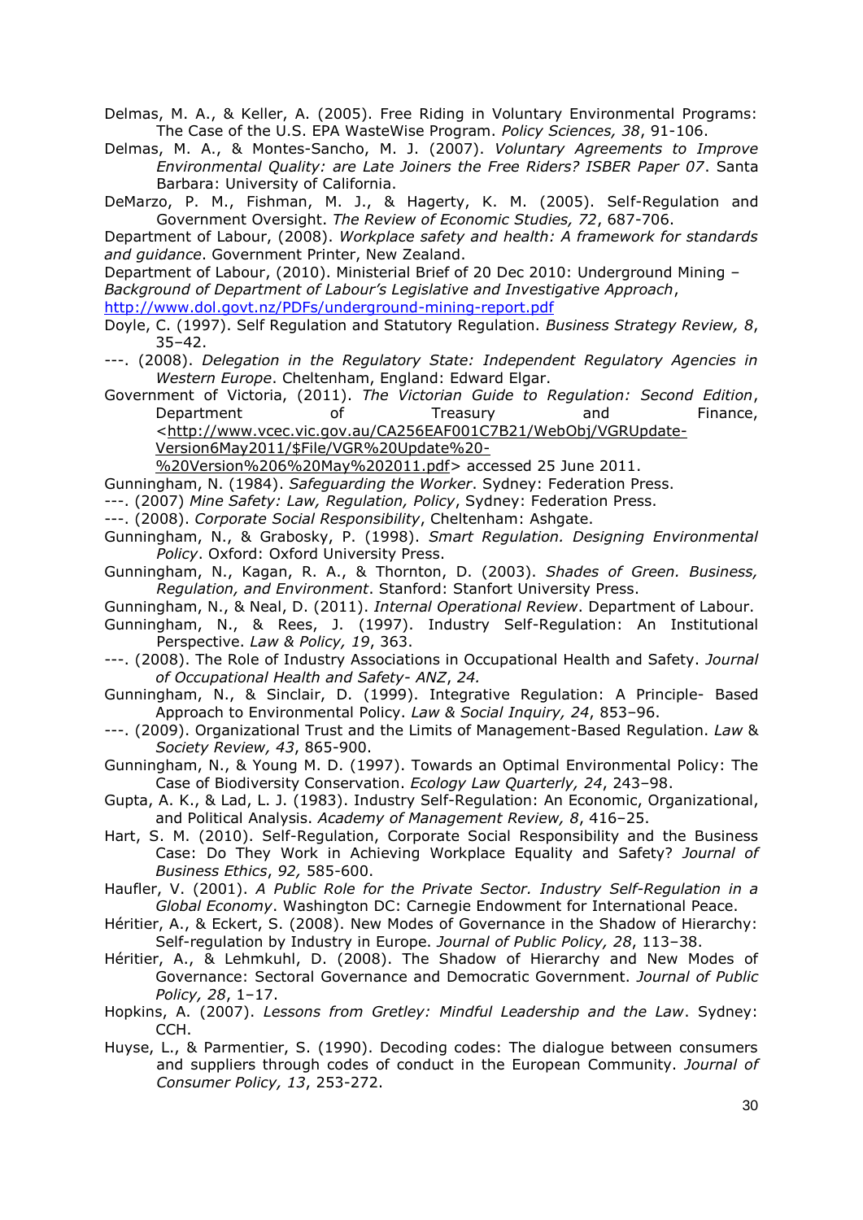Delmas, M. A., & Keller, A. (2005). Free Riding in Voluntary Environmental Programs: The Case of the U.S. EPA WasteWise Program. *Policy Sciences, 38*, 91-106.

Delmas, M. A., & Montes-Sancho, M. J. (2007). *Voluntary Agreements to Improve Environmental Quality: are Late Joiners the Free Riders? ISBER Paper 07*. Santa Barbara: University of California.

DeMarzo, P. M., Fishman, M. J., & Hagerty, K. M. (2005). Self-Regulation and Government Oversight. *The Review of Economic Studies, 72*, 687-706.

Department of Labour, (2008). *Workplace safety and health: A framework for standards and guidance*. Government Printer, New Zealand.

Department of Labour, (2010). Ministerial Brief of 20 Dec 2010: Underground Mining – *Background of Department of Labour's Legislative and Investigative Approach*, http://www.dol.govt.nz/PDFs/underground-mining-report.pdf

Doyle, C. (1997). Self Regulation and Statutory Regulation. *Business Strategy Review, 8*, 35–42.

---. (2008). *Delegation in the Regulatory State: Independent Regulatory Agencies in Western Europe*. Cheltenham, England: Edward Elgar.

Government of Victoria, (2011). *The Victorian Guide to Regulation: Second Edition*, Department of Treasury and Finance, <http://www.vcec.vic.gov.au/CA256EAF001C7B21/WebObj/VGRUpdate-Version6May2011/$File/VGR%20Update%20-%20Version%206%20May%202011.pdf> accessed 25 June 2011.

Gunningham, N. (1984). *Safeguarding the Worker*. Sydney: Federation Press.

---. (2007) *Mine Safety: Law, Regulation, Policy*, Sydney: Federation Press.

---. (2008). *Corporate Social Responsibility*, Cheltenham: Ashgate.

Gunningham, N., & Grabosky, P. (1998). *Smart Regulation. Designing Environmental Policy*. Oxford: Oxford University Press.

Gunningham, N., Kagan, R. A., & Thornton, D. (2003). *Shades of Green. Business, Regulation, and Environment*. Stanford: Stanfort University Press.

Gunningham, N., & Neal, D. (2011). *Internal Operational Review*. Department of Labour.

Gunningham, N., & Rees, J. (1997). Industry Self-Regulation: An Institutional Perspective. *Law & Policy, 19*, 363.

---. (2008). The Role of Industry Associations in Occupational Health and Safety. *Journal of Occupational Health and Safety- ANZ*, *24*.

Gunningham, N., & Sinclair, D. (1999). Integrative Regulation: A Principle- Based Approach to Environmental Policy. *Law & Social Inquiry, 24*, 853–96.

---. (2009). Organizational Trust and the Limits of Management-Based Regulation. *Law & Society Review, 43*, 865-900.

Gunningham, N., & Young M. D. (1997). Towards an Optimal Environmental Policy: The Case of Biodiversity Conservation. *Ecology Law Quarterly, 24*, 243–98.

Gupta, A. K., & Lad, L. J. (1983). Industry Self-Regulation: An Economic, Organizational, and Political Analysis. *Academy of Management Review, 8*, 416–25.

Hart, S. M. (2010). Self-Regulation, Corporate Social Responsibility and the Business Case: Do They Work in Achieving Workplace Equality and Safety? *Journal of Business Ethics*, *92,* 585-600.

Haufler, V. (2001). *A Public Role for the Private Sector. Industry Self-Regulation in a Global Economy*. Washington DC: Carnegie Endowment for International Peace.

Héritier, A., & Eckert, S. (2008). New Modes of Governance in the Shadow of Hierarchy: Self-regulation by Industry in Europe. *Journal of Public Policy, 28*, 113–38.

Héritier, A., & Lehmkuhl, D. (2008). The Shadow of Hierarchy and New Modes of Governance: Sectoral Governance and Democratic Government. *Journal of Public Policy, 28*, 1–17.

Hopkins, A. (2007). *Lessons from Gretley: Mindful Leadership and the Law*. Sydney: CCH.

Huyse, L., & Parmentier, S. (1990). Decoding codes: The dialogue between consumers and suppliers through codes of conduct in the European Community. *Journal of Consumer Policy, 13*, 253-272.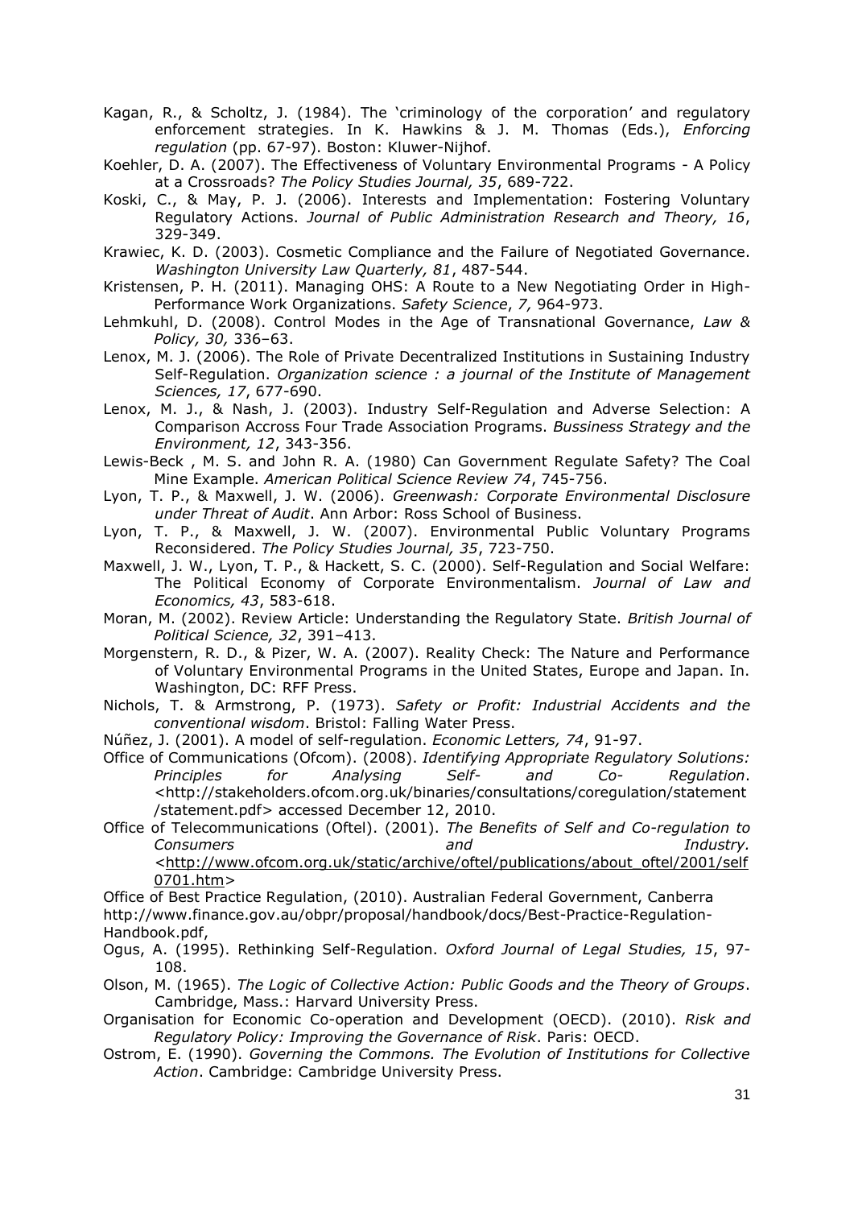Kagan, R., & Scholtz, J. (1984). The 'criminology of the corporation' and regulatory enforcement strategies. In K. Hawkins & J. M. Thomas (Eds.), *Enforcing regulation* (pp. 67-97). Boston: Kluwer-Nijhof.

Koehler, D. A. (2007). The Effectiveness of Voluntary Environmental Programs - A Policy at a Crossroads? *The Policy Studies Journal, 35*, 689-722.

Koski, C., & May, P. J. (2006). Interests and Implementation: Fostering Voluntary Regulatory Actions. *Journal of Public Administration Research and Theory, 16*, 329-349.

Krawiec, K. D. (2003). Cosmetic Compliance and the Failure of Negotiated Governance. *Washington University Law Quarterly, 81*, 487-544.

Kristensen, P. H. (2011). Managing OHS: A Route to a New Negotiating Order in High-Performance Work Organizations. *Safety Science*, *7,* 964-973.

Lehmkuhl, D. (2008). Control Modes in the Age of Transnational Governance, *Law & Policy, 30,* 336–63.

Lenox, M. J. (2006). The Role of Private Decentralized Institutions in Sustaining Industry Self-Regulation. *Organization science : a journal of the Institute of Management Sciences, 17*, 677-690.

Lenox, M. J., & Nash, J. (2003). Industry Self-Regulation and Adverse Selection: A Comparison Accross Four Trade Association Programs. *Bussiness Strategy and the Environment, 12*, 343-356.

Lewis-Beck , M. S. and John R. A. (1980) Can Government Regulate Safety? The Coal Mine Example. *American Political Science Review 74*, 745-756.

Lyon, T. P., & Maxwell, J. W. (2006). *Greenwash: Corporate Environmental Disclosure under Threat of Audit*. Ann Arbor: Ross School of Business.

Lyon, T. P., & Maxwell, J. W. (2007). Environmental Public Voluntary Programs Reconsidered. *The Policy Studies Journal, 35*, 723-750.

Maxwell, J. W., Lyon, T. P., & Hackett, S. C. (2000). Self-Regulation and Social Welfare: The Political Economy of Corporate Environmentalism. *Journal of Law and Economics, 43*, 583-618.

Moran, M. (2002). Review Article: Understanding the Regulatory State. *British Journal of Political Science, 32*, 391–413.

Morgenstern, R. D., & Pizer, W. A. (2007). Reality Check: The Nature and Performance of Voluntary Environmental Programs in the United States, Europe and Japan. In. Washington, DC: RFF Press.

Nichols, T. & Armstrong, P. (1973). *Safety or Profit: Industrial Accidents and the conventional wisdom*. Bristol: Falling Water Press.

Núñez, J. (2001). A model of self-regulation. *Economic Letters, 74*, 91-97.

Office of Communications (Ofcom). (2008). *Identifying Appropriate Regulatory Solutions: Principles for Analysing Self- and Co- Regulation*. <http://stakeholders.ofcom.org.uk/binaries/consultations/coregulation/statement/statement.pdf> accessed December 12, 2010.

Office of Telecommunications (Oftel). (2001). *The Benefits of Self and Co-regulation to Consumers and Industry.* <http://www.ofcom.org.uk/static/archive/oftel/publications/about_oftel/2001/self0701.htm>

Office of Best Practice Regulation, (2010). Australian Federal Government, Canberra http://www.finance.gov.au/obpr/proposal/handbook/docs/Best-Practice-Regulation-Handbook.pdf,

Ogus, A. (1995). Rethinking Self-Regulation. *Oxford Journal of Legal Studies, 15*, 97-108.

Olson, M. (1965). *The Logic of Collective Action: Public Goods and the Theory of Groups*. Cambridge, Mass.: Harvard University Press.

Organisation for Economic Co-operation and Development (OECD). (2010). *Risk and Regulatory Policy: Improving the Governance of Risk*. Paris: OECD.

Ostrom, E. (1990). *Governing the Commons. The Evolution of Institutions for Collective Action*. Cambridge: Cambridge University Press.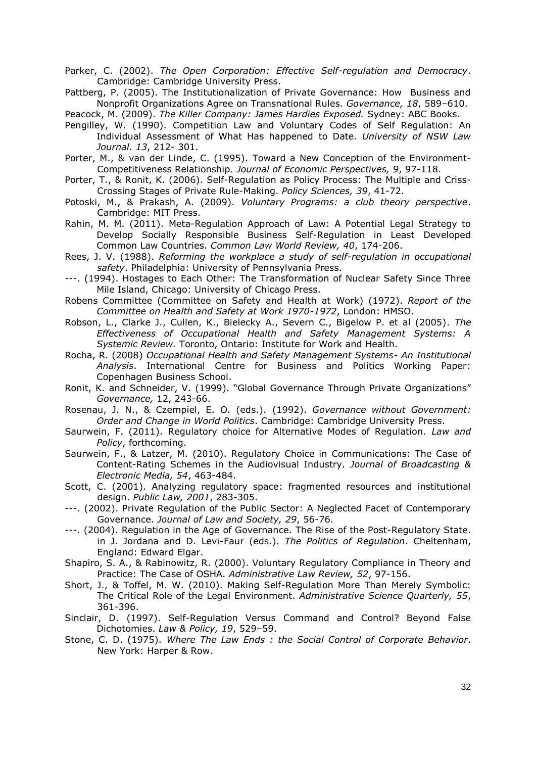Parker, C. (2002). *The Open Corporation: Effective Self-regulation and Democracy*. Cambridge: Cambridge University Press.

Pattberg, P. (2005). The Institutionalization of Private Governance: How Business and Nonprofit Organizations Agree on Transnational Rules. *Governance, 18*, 589–610.

Peacock, M. (2009). *The Killer Company: James Hardies Exposed.* Sydney: ABC Books.

Pengilley, W. (1990). Competition Law and Voluntary Codes of Self Regulation: An Individual Assessment of What Has happened to Date. *University of NSW Law Journal. 13*, 212- 301.

Porter, M., & van der Linde, C. (1995). Toward a New Conception of the Environment-Competitiveness Relationship. *Journal of Economic Perspectives, 9*, 97-118.

Porter, T., & Ronit, K. (2006). Self-Regulation as Policy Process: The Multiple and Criss-Crossing Stages of Private Rule-Making. *Policy Sciences, 39*, 41-72.

Potoski, M., & Prakash, A. (2009). *Voluntary Programs: a club theory perspective*. Cambridge: MIT Press.

Rahin, M. M. (2011). Meta-Regulation Approach of Law: A Potential Legal Strategy to Develop Socially Responsible Business Self-Regulation in Least Developed Common Law Countries. *Common Law World Review, 40*, 174-206.

Rees, J. V. (1988). *Reforming the workplace a study of self-regulation in occupational safety*. Philadelphia: University of Pennsylvania Press.

---. (1994). Hostages to Each Other: The Transformation of Nuclear Safety Since Three Mile Island, Chicago: University of Chicago Press.

Robens Committee (Committee on Safety and Health at Work) (1972). *Report of the Committee on Health and Safety at Work 1970-1972*, London: HMSO.

Robson, L., Clarke J., Cullen, K., Bielecky A., Severn C., Bigelow P. et al (2005). *The Effectiveness of Occupational Health and Safety Management Systems: A Systemic Review.* Toronto, Ontario: Institute for Work and Health.

Rocha, R. (2008) *Occupational Health and Safety Management Systems- An Institutional Analysis*. International Centre for Business and Politics Working Paper: Copenhagen Business School.

Ronit, K. and Schneider, V. (1999). "Global Governance Through Private Organizations" *Governance,* 12, 243-66.

Rosenau, J. N., & Czempiel, E. O. (eds.). (1992). *Governance without Government: Order and Change in World Politics*. Cambridge: Cambridge University Press.

Saurwein, F. (2011). Regulatory choice for Alternative Modes of Regulation. *Law and Policy*, forthcoming.

Saurwein, F., & Latzer, M. (2010). Regulatory Choice in Communications: The Case of Content-Rating Schemes in the Audiovisual Industry. *Journal of Broadcasting & Electronic Media, 54*, 463-484.

Scott, C. (2001). Analyzing regulatory space: fragmented resources and institutional design. *Public Law, 2001*, 283-305.

---. (2002). Private Regulation of the Public Sector: A Neglected Facet of Contemporary Governance. *Journal of Law and Society, 29*, 56-76.

---. (2004). Regulation in the Age of Governance. The Rise of the Post-Regulatory State. in J. Jordana and D. Levi-Faur (eds.). *The Politics of Regulation*. Cheltenham, England: Edward Elgar.

Shapiro, S. A., & Rabinowitz, R. (2000). Voluntary Regulatory Compliance in Theory and Practice: The Case of OSHA. *Administrative Law Review, 52*, 97-156.

Short, J., & Toffel, M. W. (2010). Making Self-Regulation More Than Merely Symbolic: The Critical Role of the Legal Environment. *Administrative Science Quarterly, 55*, 361-396.

Sinclair, D. (1997). Self-Regulation Versus Command and Control? Beyond False Dichotomies. *Law & Policy, 19*, 529–59.

Stone, C. D. (1975). *Where The Law Ends : the Social Control of Corporate Behavior*. New York: Harper & Row.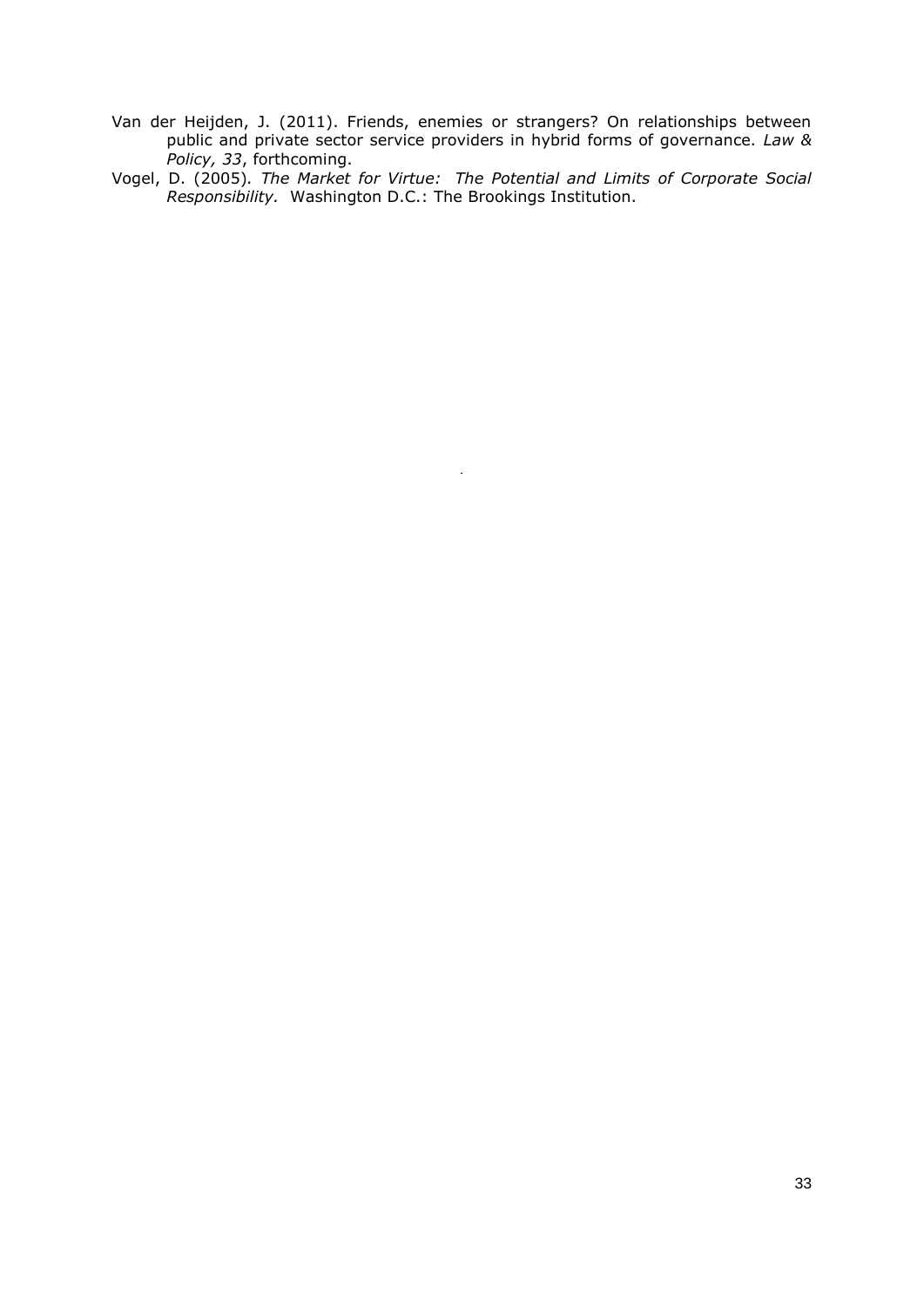Van der Heijden, J. (2011). Friends, enemies or strangers? On relationships between public and private sector service providers in hybrid forms of governance. *Law & Policy, 33*, forthcoming.

Vogel, D. (2005). *The Market for Virtue: The Potential and Limits of Corporate Social Responsibility.* Washington D.C.: The Brookings Institution.